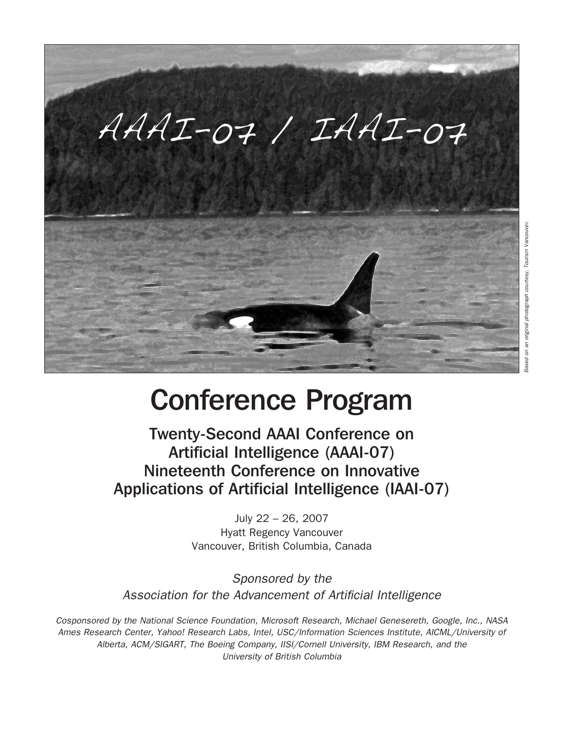AAAI-07 / IAAI-07

*Based on an original photograph courtesy, Tourism Vancouver.*

# Conference Program

## Twenty-Second AAAI Conference on Artificial Intelligence (AAAI-07)
## Nineteenth Conference on Innovative Applications of Artificial Intelligence (IAAI-07)

July 22 – 26, 2007
Hyatt Regency Vancouver
Vancouver, British Columbia, Canada

*Sponsored by the*
*Association for the Advancement of Artificial Intelligence*

*Cosponsored by the National Science Foundation, Microsoft Research, Michael Genesereth, Google, Inc., NASA Ames Research Center, Yahoo! Research Labs, Intel, USC/Information Sciences Institute, AICML/University of Alberta, ACM/SIGART, The Boeing Company, IISI/Cornell University, IBM Research, and the University of British Columbia*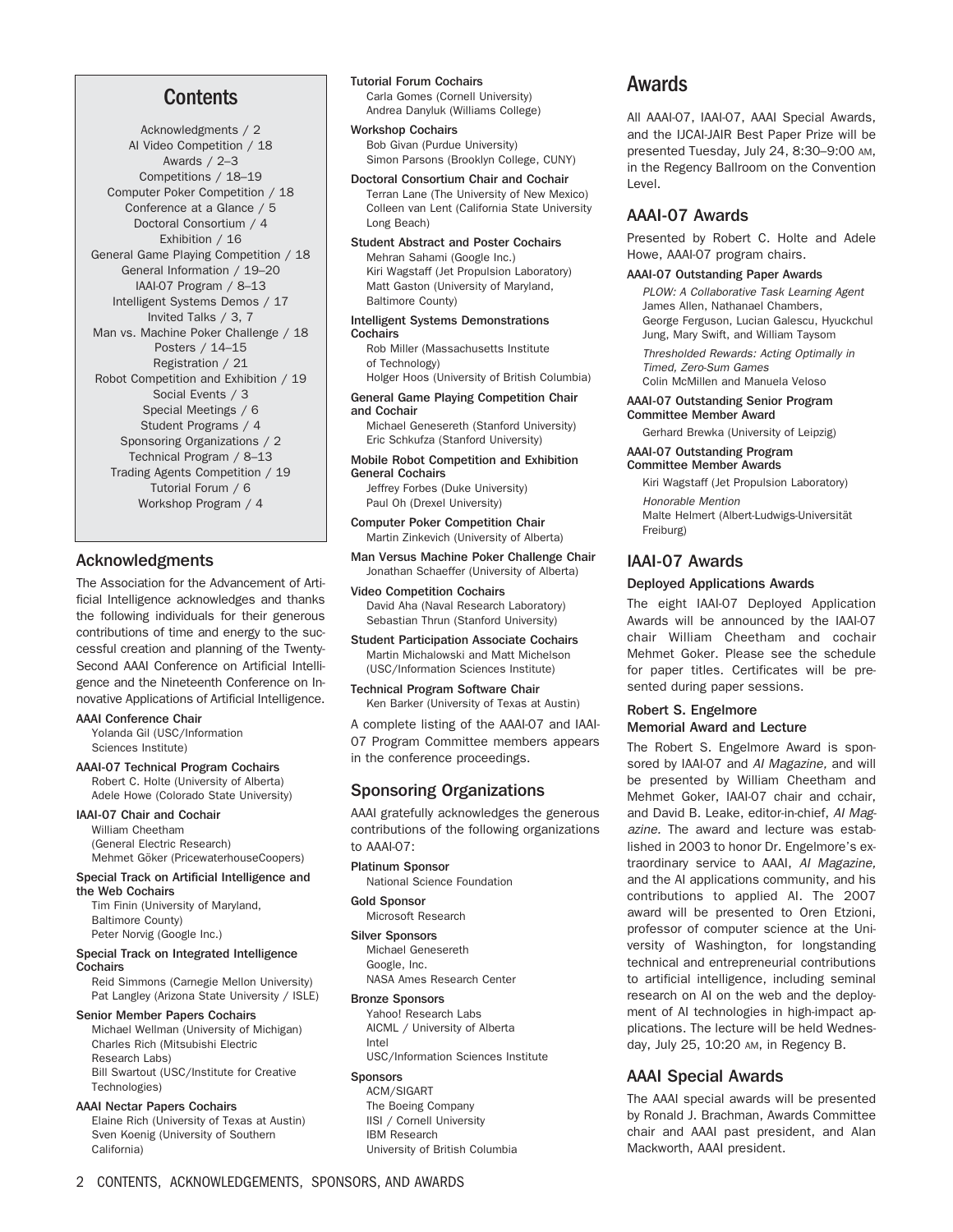## Contents

Acknowledgments / 2
AI Video Competition / 18
Awards / 2–3
Competitions / 18–19
Computer Poker Competition / 18
Conference at a Glance / 5
Doctoral Consortium / 4
Exhibition / 16
General Game Playing Competition / 18
General Information / 19–20
IAAI-07 Program / 8–13
Intelligent Systems Demos / 17
Invited Talks / 3, 7
Man vs. Machine Poker Challenge / 18
Posters / 14–15
Registration / 21
Robot Competition and Exhibition / 19
Social Events / 3
Special Meetings / 6
Student Programs / 4
Sponsoring Organizations / 2
Technical Program / 8–13
Trading Agents Competition / 19
Tutorial Forum / 6
Workshop Program / 4

## Acknowledgments

The Association for the Advancement of Artificial Intelligence acknowledges and thanks the following individuals for their generous contributions of time and energy to the successful creation and planning of the Twenty-Second AAAI Conference on Artificial Intelligence and the Nineteenth Conference on Innovative Applications of Artificial Intelligence.

**AAAI Conference Chair**
Yolanda Gil (USC/Information Sciences Institute)

**AAAI-07 Technical Program Cochairs**
Robert C. Holte (University of Alberta)
Adele Howe (Colorado State University)

**IAAI-07 Chair and Cochair**
William Cheetham (General Electric Research)
Mehmet Göker (PricewaterhouseCoopers)

**Special Track on Artificial Intelligence and the Web Cochairs**
Tim Finin (University of Maryland, Baltimore County)
Peter Norvig (Google Inc.)

**Special Track on Integrated Intelligence Cochairs**
Reid Simmons (Carnegie Mellon University)
Pat Langley (Arizona State University / ISLE)

**Senior Member Papers Cochairs**
Michael Wellman (University of Michigan)
Charles Rich (Mitsubishi Electric Research Labs)
Bill Swartout (USC/Institute for Creative Technologies)

**AAAI Nectar Papers Cochairs**
Elaine Rich (University of Texas at Austin)
Sven Koenig (University of Southern California)

**Tutorial Forum Cochairs**
Carla Gomes (Cornell University)
Andrea Danyluk (Williams College)

**Workshop Cochairs**
Bob Givan (Purdue University)
Simon Parsons (Brooklyn College, CUNY)

**Doctoral Consortium Chair and Cochair**
Terran Lane (The University of New Mexico)
Colleen van Lent (California State University Long Beach)

**Student Abstract and Poster Cochairs**
Mehran Sahami (Google Inc.)
Kiri Wagstaff (Jet Propulsion Laboratory)
Matt Gaston (University of Maryland, Baltimore County)

**Intelligent Systems Demonstrations Cochairs**
Rob Miller (Massachusetts Institute of Technology)
Holger Hoos (University of British Columbia)

**General Game Playing Competition Chair and Cochair**
Michael Genesereth (Stanford University)
Eric Schkufza (Stanford University)

**Mobile Robot Competition and Exhibition General Cochairs**
Jeffrey Forbes (Duke University)
Paul Oh (Drexel University)

**Computer Poker Competition Chair**
Martin Zinkevich (University of Alberta)

**Man Versus Machine Poker Challenge Chair**
Jonathan Schaeffer (University of Alberta)

**Video Competition Cochairs**
David Aha (Naval Research Laboratory)
Sebastian Thrun (Stanford University)

**Student Participation Associate Cochairs**
Martin Michalowski and Matt Michelson (USC/Information Sciences Institute)

**Technical Program Software Chair**
Ken Barker (University of Texas at Austin)

A complete listing of the AAAI-07 and IAAI-07 Program Committee members appears in the conference proceedings.

## Sponsoring Organizations

AAAI gratefully acknowledges the generous contributions of the following organizations to AAAI-07:

**Platinum Sponsor**
National Science Foundation

**Gold Sponsor**
Microsoft Research

**Silver Sponsors**
Michael Genesereth
Google, Inc.
NASA Ames Research Center

**Bronze Sponsors**
Yahoo! Research Labs
AICML / University of Alberta
Intel
USC/Information Sciences Institute

**Sponsors**
ACM/SIGART
The Boeing Company
IISI / Cornell University
IBM Research
University of British Columbia

# Awards

All AAAI-07, IAAI-07, AAAI Special Awards, and the IJCAI-JAIR Best Paper Prize will be presented Tuesday, July 24, 8:30–9:00 AM, in the Regency Ballroom on the Convention Level.

## AAAI-07 Awards

Presented by Robert C. Holte and Adele Howe, AAAI-07 program chairs.

**AAAI-07 Outstanding Paper Awards**

*PLOW: A Collaborative Task Learning Agent*
James Allen, Nathanael Chambers, George Ferguson, Lucian Galescu, Hyuckchul Jung, Mary Swift, and William Taysom

*Thresholded Rewards: Acting Optimally in Timed, Zero-Sum Games*
Colin McMillen and Manuela Veloso

**AAAI-07 Outstanding Senior Program Committee Member Award**
Gerhard Brewka (University of Leipzig)

**AAAI-07 Outstanding Program Committee Member Awards**
Kiri Wagstaff (Jet Propulsion Laboratory)

*Honorable Mention*
Malte Helmert (Albert-Ludwigs-Universität Freiburg)

## IAAI-07 Awards

### Deployed Applications Awards

The eight IAAI-07 Deployed Application Awards will be announced by the IAAI-07 chair William Cheetham and cochair Mehmet Goker. Please see the schedule for paper titles. Certificates will be presented during paper sessions.

### Robert S. Engelmore Memorial Award and Lecture

The Robert S. Engelmore Award is sponsored by IAAI-07 and *AI Magazine,* and will be presented by William Cheetham and Mehmet Goker, IAAI-07 chair and cchair, and David B. Leake, editor-in-chief, *AI Magazine*. The award and lecture was established in 2003 to honor Dr. Engelmore's extraordinary service to AAAI, *AI Magazine,* and the AI applications community, and his contributions to applied AI. The 2007 award will be presented to Oren Etzioni, professor of computer science at the University of Washington, for longstanding technical and entrepreneurial contributions to artificial intelligence, including seminal research on AI on the web and the deployment of AI technologies in high-impact applications. The lecture will be held Wednesday, July 25, 10:20 AM, in Regency B.

## AAAI Special Awards

The AAAI special awards will be presented by Ronald J. Brachman, Awards Committee chair and AAAI past president, and Alan Mackworth, AAAI president.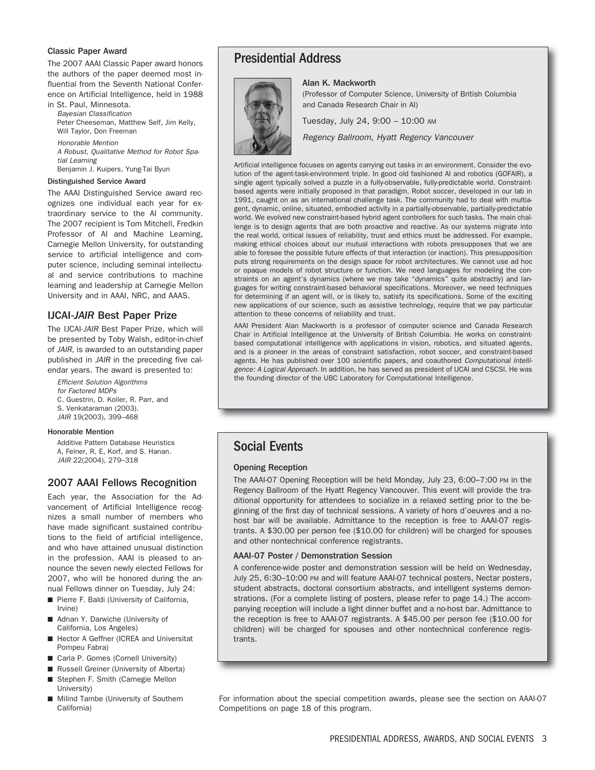### Classic Paper Award

The 2007 AAAI Classic Paper award honors the authors of the paper deemed most influential from the Seventh National Conference on Artificial Intelligence, held in 1988 in St. Paul, Minnesota.

*Bayesian Classification*
Peter Cheeseman, Matthew Self, Jim Kelly, Will Taylor, Don Freeman

*Honorable Mention*
*A Robust, Qualitative Method for Robot Spatial Learning*
Benjamin J. Kuipers, Yung-Tai Byun

### Distinguished Service Award

The AAAI Distinguished Service award recognizes one individual each year for extraordinary service to the AI community. The 2007 recipient is Tom Mitchell, Fredkin Professor of AI and Machine Learning, Carnegie Mellon University, for outstanding service to artificial intelligence and computer science, including seminal intellectual and service contributions to machine learning and leadership at Carnegie Mellon University and in AAAI, NRC, and AAAS.

## IJCAI-*JAIR* Best Paper Prize

The IJCAI-*JAIR* Best Paper Prize, which will be presented by Toby Walsh, editor-in-chief of *JAIR,* is awarded to an outstanding paper published in *JAIR* in the preceding five calendar years. The award is presented to:

*Efficient Solution Algorithms for Factored MDPs*
C. Guestrin, D. Koller, R. Parr, and S. Venkataraman (2003).
*JAIR* 19(2003), 399–468

### Honorable Mention

Additive Pattern Database Heuristics
A, Felner, R, E, Korf, and S. Hanan.
*JAIR* 22(2004), 279–318

## 2007 AAAI Fellows Recognition

Each year, the Association for the Advancement of Artificial Intelligence recognizes a small number of members who have made significant sustained contributions to the field of artificial intelligence, and who have attained unusual distinction in the profession. AAAI is pleased to announce the seven newly elected Fellows for 2007, who will be honored during the annual Fellows dinner on Tuesday, July 24:

- Pierre F. Baldi (University of California, Irvine)
- Adnan Y. Darwiche (University of California, Los Angeles)
- Hector A Geffner (ICREA and Universitat Pompeu Fabra)
- Carla P. Gomes (Cornell University)
- Russell Greiner (University of Alberta)
- Stephen F. Smith (Carnegie Mellon University)
- Milind Tambe (University of Southern California)

## Presidential Address

**Alan K. Mackworth**

(Professor of Computer Science, University of British Columbia and Canada Research Chair in AI)

Tuesday, July 24, 9:00 – 10:00 AM

*Regency Ballroom, Hyatt Regency Vancouver*

Artificial intelligence focuses on agents carrying out tasks in an environment. Consider the evolution of the agent-task-environment triple. In good old fashioned AI and robotics (GOFAIR), a single agent typically solved a puzzle in a fully-observable, fully-predictable world. Constraint-based agents were initially proposed in that paradigm. Robot soccer, developed in our lab in 1991, caught on as an international challenge task. The community had to deal with multiagent, dynamic, online, situated, embodied activity in a partially-observable, partially-predictable world. We evolved new constraint-based hybrid agent controllers for such tasks. The main challenge is to design agents that are both proactive and reactive. As our systems migrate into the real world, critical issues of reliability, trust and ethics must be addressed. For example, making ethical choices about our mutual interactions with robots presupposes that we are able to foresee the possible future effects of that interaction (or inaction). This presupposition puts strong requirements on the design space for robot architectures. We cannot use ad hoc or opaque models of robot structure or function. We need languages for modeling the constraints on an agent's dynamics (where we may take "dynamics" quite abstractly) and languages for writing constraint-based behavioral specifications. Moreover, we need techniques for determining if an agent will, or is likely to, satisfy its specifications. Some of the exciting new applications of our science, such as assistive technology, require that we pay particular attention to these concerns of reliability and trust.

AAAI President Alan Mackworth is a professor of computer science and Canada Research Chair in Artificial Intelligence at the University of British Columbia. He works on constraint-based computational intelligence with applications in vision, robotics, and situated agents, and is a pioneer in the areas of constraint satisfaction, robot soccer, and constraint-based agents. He has published over 100 scientific papers, and coauthored *Computational Intelligence: A Logical Approach.* In addition, he has served as president of IJCAI and CSCSI. He was the founding director of the UBC Laboratory for Computational Intelligence.

## Social Events

### Opening Reception

The AAAI-07 Opening Reception will be held Monday, July 23, 6:00–7:00 PM in the Regency Ballroom of the Hyatt Regency Vancouver. This event will provide the traditional opportunity for attendees to socialize in a relaxed setting prior to the beginning of the first day of technical sessions. A variety of hors d'oeuvres and a no-host bar will be available. Admittance to the reception is free to AAAI-07 registrants. A $30.00 per person fee ($10.00 for children) will be charged for spouses and other nontechnical conference registrants.

### AAAI-07 Poster / Demonstration Session

A conference-wide poster and demonstration session will be held on Wednesday, July 25, 6:30–10:00 PM and will feature AAAI-07 technical posters, Nectar posters, student abstracts, doctoral consortium abstracts, and intelligent systems demonstrations. (For a complete listing of posters, please refer to page 14.) The accompanying reception will include a light dinner buffet and a no-host bar. Admittance to the reception is free to AAAI-07 registrants. A $45.00 per person fee ($10.00 for children) will be charged for spouses and other nontechnical conference registrants.

For information about the special competition awards, please see the section on AAAI-07 Competitions on page 18 of this program.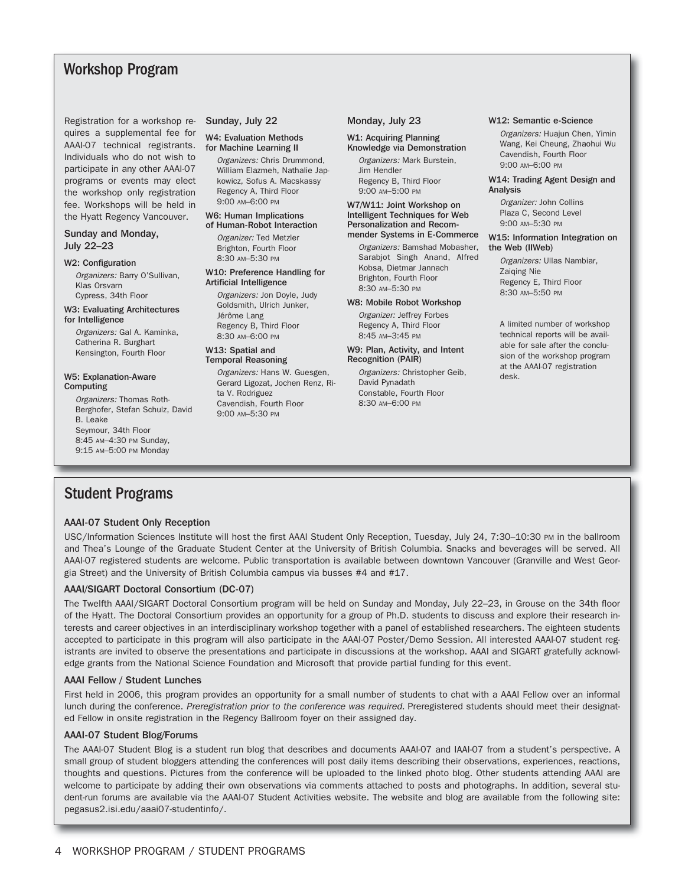## Workshop Program

Registration for a workshop requires a supplemental fee for AAAI-07 technical registrants. Individuals who do not wish to participate in any other AAAI-07 programs or events may elect the workshop only registration fee. Workshops will be held in the Hyatt Regency Vancouver.

### Sunday and Monday, July 22–23

**W2: Configuration**
*Organizers:* Barry O'Sullivan, Klas Orsvarn
Cypress, 34th Floor

**W3: Evaluating Architectures for Intelligence**
*Organizers:* Gal A. Kaminka, Catherina R. Burghart
Kensington, Fourth Floor

**W5: Explanation-Aware Computing**
*Organizers:* Thomas Roth-Berghofer, Stefan Schulz, David B. Leake
Seymour, 34th Floor
8:45 AM–4:30 PM Sunday,
9:15 AM–5:00 PM Monday

### Sunday, July 22

**W4: Evaluation Methods for Machine Learning II**
*Organizers:* Chris Drummond, William Elazmeh, Nathalie Japkowicz, Sofus A. Macskassy
Regency A, Third Floor
9:00 AM–6:00 PM

**W6: Human Implications of Human-Robot Interaction**
*Organizer:* Ted Metzler
Brighton, Fourth Floor
8:30 AM–5:30 PM

**W10: Preference Handling for Artificial Intelligence**
*Organizers:* Jon Doyle, Judy Goldsmith, Ulrich Junker, Jérôme Lang
Regency B, Third Floor
8:30 AM–6:00 PM

**W13: Spatial and Temporal Reasoning**
*Organizers:* Hans W. Guesgen, Gerard Ligozat, Jochen Renz, Rita V. Rodriguez
Cavendish, Fourth Floor
9:00 AM–5:30 PM

### Monday, July 23

**W1: Acquiring Planning Knowledge via Demonstration**
*Organizers:* Mark Burstein, Jim Hendler
Regency B, Third Floor
9:00 AM–5:00 PM

**W7/W11: Joint Workshop on Intelligent Techniques for Web Personalization and Recommender Systems in E-Commerce**
*Organizers:* Bamshad Mobasher, Sarabjot Singh Anand, Alfred Kobsa, Dietmar Jannach
Brighton, Fourth Floor
8:30 AM–5:30 PM

**W8: Mobile Robot Workshop**
*Organizer:* Jeffrey Forbes
Regency A, Third Floor
8:45 AM–3:45 PM

**W9: Plan, Activity, and Intent Recognition (PAIR)**
*Organizers:* Christopher Geib, David Pynadath
Constable, Fourth Floor
8:30 AM–6:00 PM

**W12: Semantic e-Science**
*Organizers:* Huajun Chen, Yimin Wang, Kei Cheung, Zhaohui Wu
Cavendish, Fourth Floor
9:00 AM–6:00 PM

**W14: Trading Agent Design and Analysis**
*Organizer:* John Collins
Plaza C, Second Level
9:00 AM–5:30 PM

**W15: Information Integration on the Web (IIWeb)**
*Organizers:* Ullas Nambiar, Zaiqing Nie
Regency E, Third Floor
8:30 AM–5:50 PM

A limited number of workshop technical reports will be available for sale after the conclusion of the workshop program at the AAAI-07 registration desk.

## Student Programs

### AAAI-07 Student Only Reception

USC/Information Sciences Institute will host the first AAAI Student Only Reception, Tuesday, July 24, 7:30–10:30 PM in the ballroom and Thea's Lounge of the Graduate Student Center at the University of British Columbia. Snacks and beverages will be served. All AAAI-07 registered students are welcome. Public transportation is available between downtown Vancouver (Granville and West Georgia Street) and the University of British Columbia campus via busses #4 and #17.

### AAAI/SIGART Doctoral Consortium (DC-07)

The Twelfth AAAI/SIGART Doctoral Consortium program will be held on Sunday and Monday, July 22–23, in Grouse on the 34th floor of the Hyatt. The Doctoral Consortium provides an opportunity for a group of Ph.D. students to discuss and explore their research interests and career objectives in an interdisciplinary workshop together with a panel of established researchers. The eighteen students accepted to participate in this program will also participate in the AAAI-07 Poster/Demo Session. All interested AAAI-07 student registrants are invited to observe the presentations and participate in discussions at the workshop. AAAI and SIGART gratefully acknowledge grants from the National Science Foundation and Microsoft that provide partial funding for this event.

### AAAI Fellow / Student Lunches

First held in 2006, this program provides an opportunity for a small number of students to chat with a AAAI Fellow over an informal lunch during the conference. *Preregistration prior to the conference was required.* Preregistered students should meet their designated Fellow in onsite registration in the Regency Ballroom foyer on their assigned day.

### AAAI-07 Student Blog/Forums

The AAAI-07 Student Blog is a student run blog that describes and documents AAAI-07 and IAAI-07 from a student's perspective. A small group of student bloggers attending the conferences will post daily items describing their observations, experiences, reactions, thoughts and questions. Pictures from the conference will be uploaded to the linked photo blog. Other students attending AAAI are welcome to participate by adding their own observations via comments attached to posts and photographs. In addition, several student-run forums are available via the AAAI-07 Student Activities website. The website and blog are available from the following site: pegasus2.isi.edu/aaai07-studentinfo/.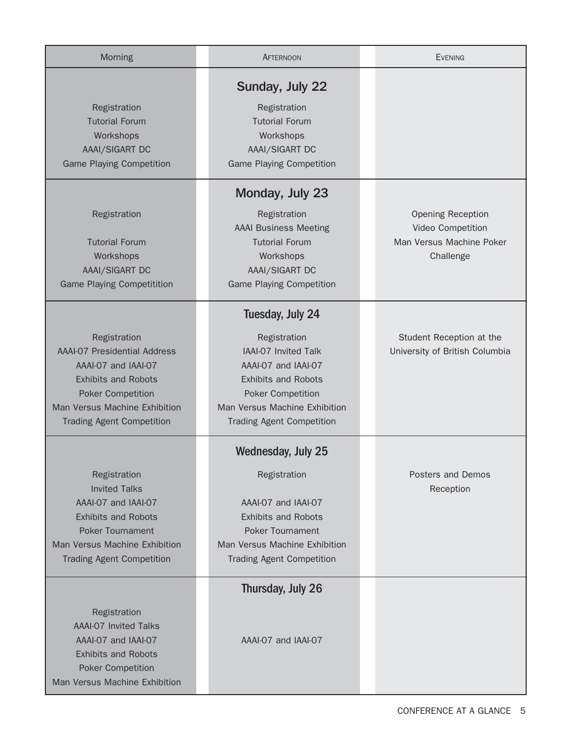| Morning | Afternoon | Evening |
|---|---|---|
| **Sunday, July 22** | | |
| Registration<br>Tutorial Forum<br>Workshops<br>AAAI/SIGART DC<br>Game Playing Competition | Registration<br>Tutorial Forum<br>Workshops<br>AAAI/SIGART DC<br>Game Playing Competition | |
| **Monday, July 23** | | |
| Registration<br><br>Tutorial Forum<br>Workshops<br>AAAI/SIGART DC<br>Game Playing Competitition | Registration<br>AAAI Business Meeting<br>Tutorial Forum<br>Workshops<br>AAAI/SIGART DC<br>Game Playing Competition | Opening Reception<br>Video Competition<br>Man Versus Machine Poker Challenge |
| **Tuesday, July 24** | | |
| Registration<br>AAAI-07 Presidential Address<br>AAAI-07 and IAAI-07<br>Exhibits and Robots<br>Poker Competition<br>Man Versus Machine Exhibition<br>Trading Agent Competition | Registration<br>IAAI-07 Invited Talk<br>AAAI-07 and IAAI-07<br>Exhibits and Robots<br>Poker Competition<br>Man Versus Machine Exhibition<br>Trading Agent Competition | Student Reception at the University of British Columbia |
| **Wednesday, July 25** | | |
| Registration<br>Invited Talks<br>AAAI-07 and IAAI-07<br>Exhibits and Robots<br>Poker Tournament<br>Man Versus Machine Exhibition<br>Trading Agent Competition | Registration<br><br>AAAI-07 and IAAI-07<br>Exhibits and Robots<br>Poker Tournament<br>Man Versus Machine Exhibition<br>Trading Agent Competition | Posters and Demos Reception |
| **Thursday, July 26** | | |
| Registration<br>AAAI-07 Invited Talks<br>AAAI-07 and IAAI-07<br>Exhibits and Robots<br>Poker Competition<br>Man Versus Machine Exhibition | AAAI-07 and IAAI-07 | |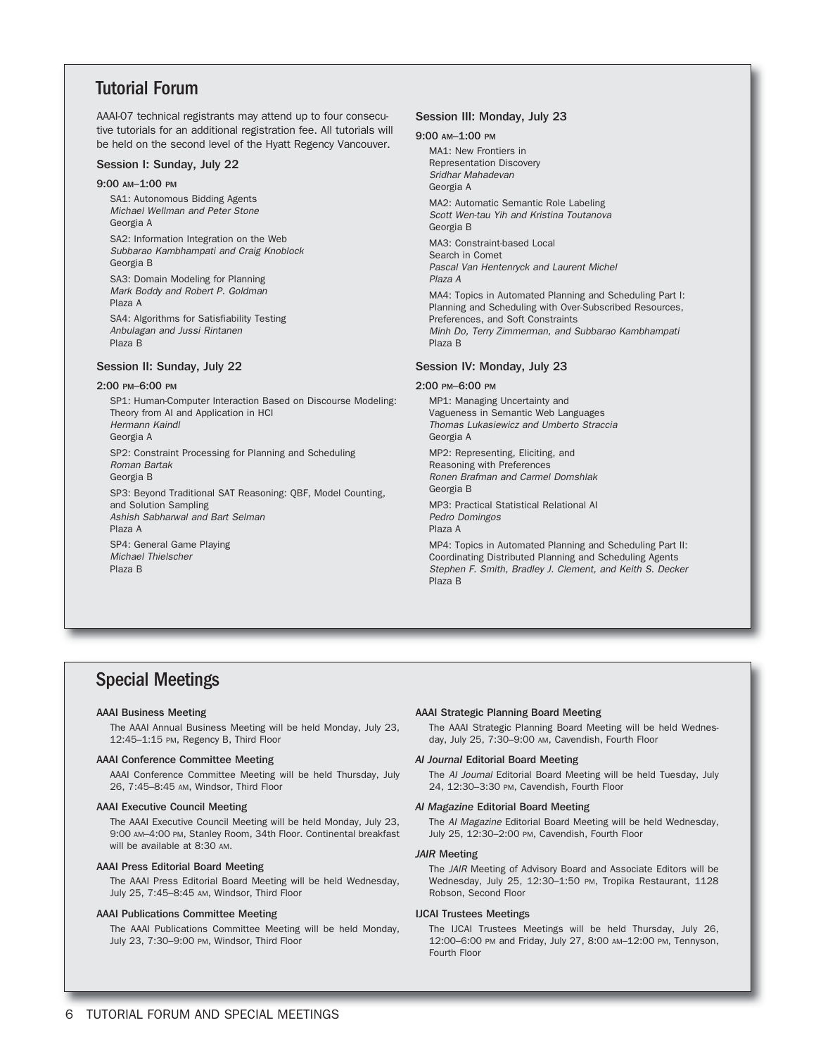## Tutorial Forum

AAAI-07 technical registrants may attend up to four consecutive tutorials for an additional registration fee. All tutorials will be held on the second level of the Hyatt Regency Vancouver.

### Session I: Sunday, July 22

**9:00 AM–1:00 PM**

SA1: Autonomous Bidding Agents
*Michael Wellman and Peter Stone*
Georgia A

SA2: Information Integration on the Web
*Subbarao Kambhampati and Craig Knoblock*
Georgia B

SA3: Domain Modeling for Planning
*Mark Boddy and Robert P. Goldman*
Plaza A

SA4: Algorithms for Satisfiability Testing
*Anbulagan and Jussi Rintanen*
Plaza B

### Session II: Sunday, July 22

**2:00 PM–6:00 PM**

SP1: Human-Computer Interaction Based on Discourse Modeling: Theory from AI and Application in HCI
*Hermann Kaindl*
Georgia A

SP2: Constraint Processing for Planning and Scheduling
*Roman Bartak*
Georgia B

SP3: Beyond Traditional SAT Reasoning: QBF, Model Counting, and Solution Sampling
*Ashish Sabharwal and Bart Selman*
Plaza A

SP4: General Game Playing
*Michael Thielscher*
Plaza B

### Session III: Monday, July 23

**9:00 AM–1:00 PM**

MA1: New Frontiers in Representation Discovery
*Sridhar Mahadevan*
Georgia A

MA2: Automatic Semantic Role Labeling
*Scott Wen-tau Yih and Kristina Toutanova*
Georgia B

MA3: Constraint-based Local Search in Comet
*Pascal Van Hentenryck and Laurent Michel*
*Plaza A*

MA4: Topics in Automated Planning and Scheduling Part I: Planning and Scheduling with Over-Subscribed Resources, Preferences, and Soft Constraints
*Minh Do, Terry Zimmerman, and Subbarao Kambhampati*
Plaza B

### Session IV: Monday, July 23

**2:00 PM–6:00 PM**

MP1: Managing Uncertainty and Vagueness in Semantic Web Languages
*Thomas Lukasiewicz and Umberto Straccia*
Georgia A

MP2: Representing, Eliciting, and Reasoning with Preferences
*Ronen Brafman and Carmel Domshlak*
Georgia B

MP3: Practical Statistical Relational AI
*Pedro Domingos*
Plaza A

MP4: Topics in Automated Planning and Scheduling Part II: Coordinating Distributed Planning and Scheduling Agents
*Stephen F. Smith, Bradley J. Clement, and Keith S. Decker*
Plaza B

## Special Meetings

**AAAI Business Meeting**

The AAAI Annual Business Meeting will be held Monday, July 23, 12:45–1:15 PM, Regency B, Third Floor

**AAAI Conference Committee Meeting**

AAAI Conference Committee Meeting will be held Thursday, July 26, 7:45–8:45 AM, Windsor, Third Floor

**AAAI Executive Council Meeting**

The AAAI Executive Council Meeting will be held Monday, July 23, 9:00 AM–4:00 PM, Stanley Room, 34th Floor. Continental breakfast will be available at 8:30 AM.

**AAAI Press Editorial Board Meeting**

The AAAI Press Editorial Board Meeting will be held Wednesday, July 25, 7:45–8:45 AM, Windsor, Third Floor

**AAAI Publications Committee Meeting**

The AAAI Publications Committee Meeting will be held Monday, July 23, 7:30–9:00 PM, Windsor, Third Floor

**AAAI Strategic Planning Board Meeting**

The AAAI Strategic Planning Board Meeting will be held Wednesday, July 25, 7:30–9:00 AM, Cavendish, Fourth Floor

***AI Journal* Editorial Board Meeting**

The *AI Journal* Editorial Board Meeting will be held Tuesday, July 24, 12:30–3:30 PM, Cavendish, Fourth Floor

***AI Magazine* Editorial Board Meeting**

The *AI Magazine* Editorial Board Meeting will be held Wednesday, July 25, 12:30–2:00 PM, Cavendish, Fourth Floor

***JAIR* Meeting**

The *JAIR* Meeting of Advisory Board and Associate Editors will be Wednesday, July 25, 12:30–1:50 PM, Tropika Restaurant, 1128 Robson, Second Floor

**IJCAI Trustees Meetings**

The IJCAI Trustees Meetings will be held Thursday, July 26, 12:00–6:00 PM and Friday, July 27, 8:00 AM–12:00 PM, Tennyson, Fourth Floor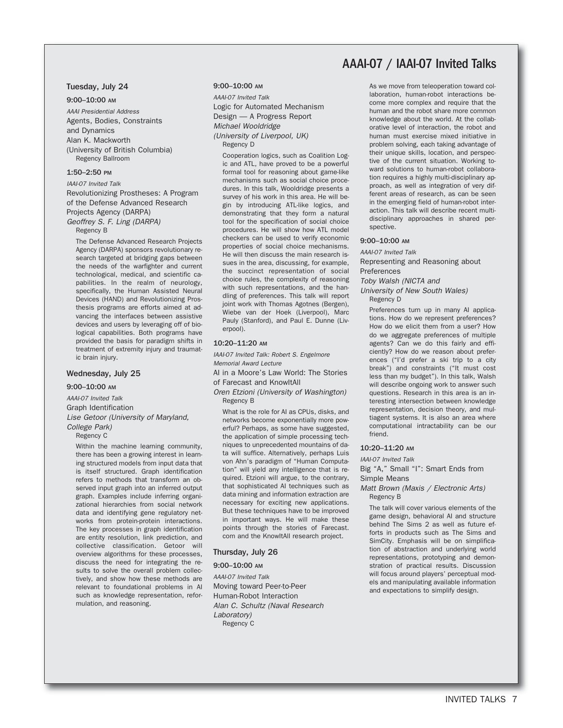# AAAI-07 / IAAI-07 Invited Talks

## Tuesday, July 24

### 9:00–10:00 AM

*AAAI Presidential Address*

Agents, Bodies, Constraints and Dynamics
Alan K. Mackworth
(University of British Columbia)
Regency Ballroom

### 1:50–2:50 PM

*IAAI-07 Invited Talk*

Revolutionizing Prostheses: A Program of the Defense Advanced Research Projects Agency (DARPA)
*Geoffrey S. F. Ling (DARPA)*
Regency B

The Defense Advanced Research Projects Agency (DARPA) sponsors revolutionary research targeted at bridging gaps between the needs of the warfighter and current technological, medical, and scientific capabilities. In the realm of neurology, specifically, the Human Assisted Neural Devices (HAND) and Revolutionizing Prosthesis programs are efforts aimed at advancing the interfaces between assistive devices and users by leveraging off of biological capabilities. Both programs have provided the basis for paradigm shifts in treatment of extremity injury and traumatic brain injury.

## Wednesday, July 25

### 9:00–10:00 AM

*AAAI-07 Invited Talk*

Graph Identification
*Lise Getoor (University of Maryland, College Park)*
Regency C

Within the machine learning community, there has been a growing interest in learning structured models from input data that is itself structured. Graph identification refers to methods that transform an observed input graph into an inferred output graph. Examples include inferring organizational hierarchies from social network data and identifying gene regulatory networks from protein-protein interactions. The key processes in graph identification are entity resolution, link prediction, and collective classification. Getoor will overview algorithms for these processes, discuss the need for integrating the results to solve the overall problem collectively, and show how these methods are relevant to foundational problems in AI such as knowledge representation, reformulation, and reasoning.

### 9:00–10:00 AM

*AAAI-07 Invited Talk*

Logic for Automated Mechanism Design — A Progress Report
*Michael Wooldridge (University of Liverpool, UK)*
Regency D

Cooperation logics, such as Coalition Logic and ATL, have proved to be a powerful formal tool for reasoning about game-like mechanisms such as social choice procedures. In this talk, Wooldridge presents a survey of his work in this area. He will begin by introducing ATL-like logics, and demonstrating that they form a natural tool for the specification of social choice procedures. He will show how ATL model checkers can be used to verify economic properties of social choice mechanisms. He will then discuss the main research issues in the area, discussing, for example, the succinct representation of social choice rules, the complexity of reasoning with such representations, and the handling of preferences. This talk will report joint work with Thomas Agotnes (Bergen), Wiebe van der Hoek (Liverpool), Marc Pauly (Stanford), and Paul E. Dunne (Liverpool).

### 10:20–11:20 AM

*IAAI-07 Invited Talk: Robert S. Engelmore Memorial Award Lecture*

AI in a Moore's Law World: The Stories of Farecast and KnowItAll
*Oren Etzioni (University of Washington)*
Regency B

What is the role for AI as CPUs, disks, and networks become exponentially more powerful? Perhaps, as some have suggested, the application of simple processing techniques to unprecedented mountains of data will suffice. Alternatively, perhaps Luis von Ahn's paradigm of "Human Computation" will yield any intelligence that is required. Etzioni will argue, to the contrary, that sophisticated AI techniques such as data mining and information extraction are necessary for exciting new applications. But these techniques have to be improved in important ways. He will make these points through the stories of Farecast.com and the KnowItAll research project.

## Thursday, July 26

### 9:00–10:00 AM

*AAAI-07 Invited Talk*

Moving toward Peer-to-Peer Human-Robot Interaction
*Alan C. Schultz (Naval Research Laboratory)*
Regency C

As we move from teleoperation toward collaboration, human-robot interactions become more complex and require that the human and the robot share more common knowledge about the world. At the collaborative level of interaction, the robot and human must exercise mixed initiative in problem solving, each taking advantage of their unique skills, location, and perspective of the current situation. Working toward solutions to human-robot collaboration requires a highly multi-disciplinary approach, as well as integration of very different areas of research, as can be seen in the emerging field of human-robot interaction. This talk will describe recent multidisciplinary approaches in shared perspective.

### 9:00–10:00 AM

*AAAI-07 Invited Talk*

Representing and Reasoning about Preferences
*Toby Walsh (NICTA and University of New South Wales)*
Regency D

Preferences turn up in many AI applications. How do we represent preferences? How do we elicit them from a user? How do we aggregate preferences of multiple agents? Can we do this fairly and efficiently? How do we reason about preferences ("I'd prefer a ski trip to a city break") and constraints ("It must cost less than my budget"). In this talk, Walsh will describe ongoing work to answer such questions. Research in this area is an interesting intersection between knowledge representation, decision theory, and multiagent systems. It is also an area where computational intractability can be our friend.

### 10:20–11:20 AM

*IAAI-07 Invited Talk*

Big "A," Small "I": Smart Ends from Simple Means
*Matt Brown (Maxis / Electronic Arts)*
Regency B

The talk will cover various elements of the game design, behavioral AI and structure behind The Sims 2 as well as future efforts in products such as The Sims and SimCity. Emphasis will be on simplification of abstraction and underlying world representations, prototyping and demonstration of practical results. Discussion will focus around players' perceptual models and manipulating available information and expectations to simplify design.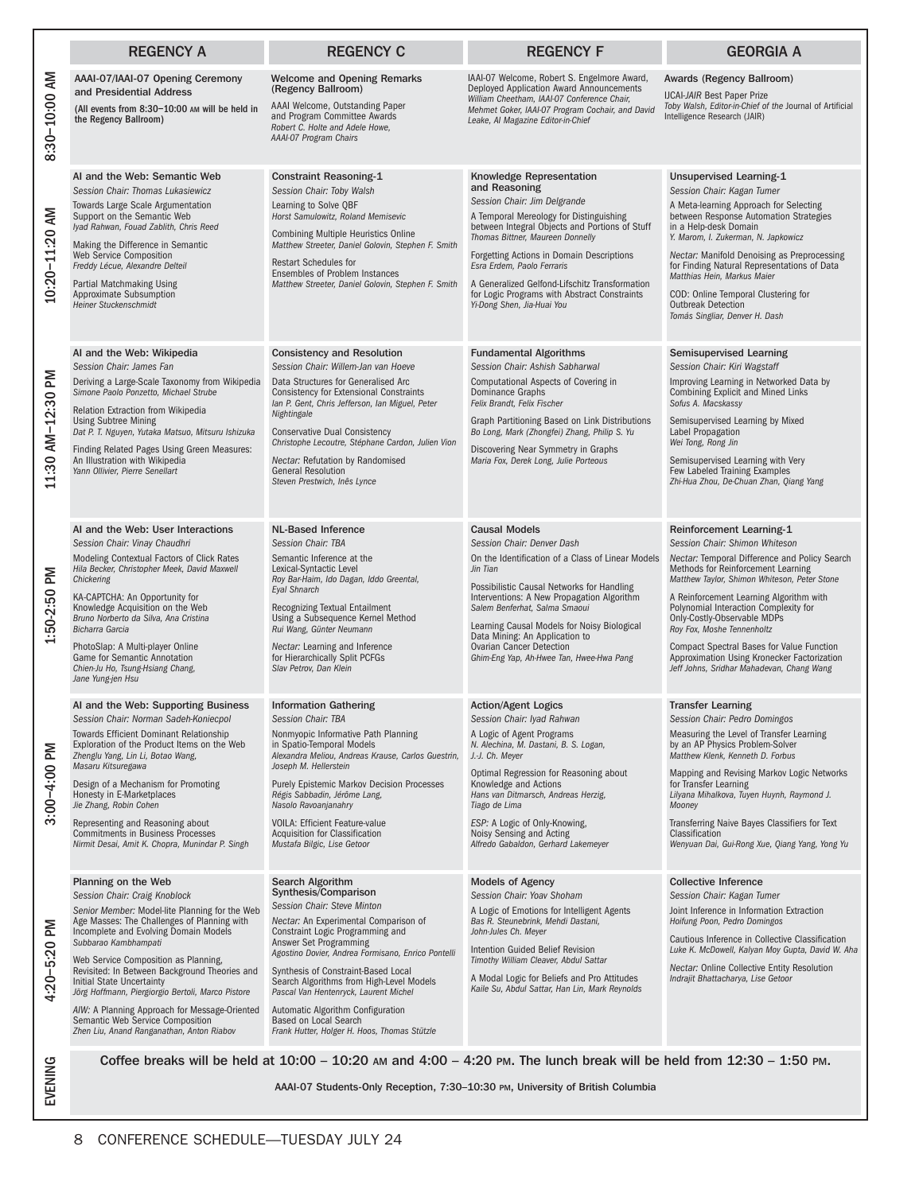# CONFERENCE SCHEDULE—TUESDAY JULY 24

| | REGENCY A | REGENCY C | REGENCY F | GEORGIA A |
|---|---|---|---|---|
| 8:30–10:00 AM | **AAAI-07/IAAI-07 Opening Ceremony and Presidential Address** (All events from 8:30–10:00 AM will be held in the Regency Ballroom) | **Welcome and Opening Remarks (Regency Ballroom)** AAAI Welcome, Outstanding Paper and Program Committee Awards *Robert C. Holte and Adele Howe, AAAI-07 Program Chairs* | IAAI-07 Welcome, Robert S. Engelmore Award, Deployed Application Award Announcements *William Cheetham, IAAI-07 Conference Chair, Mehmet Goker, IAAI-07 Program Cochair, and David Leake, AI Magazine Editor-in-Chief* | **Awards (Regency Ballroom)** IJCAI-*JAIR* Best Paper Prize *Toby Walsh, Editor-in-Chief of the* Journal of Artificial Intelligence Research (JAIR) |
| 10:20–11:20 AM | **AI and the Web: Semantic Web** *Session Chair: Thomas Lukasiewicz* Towards Large Scale Argumentation Support on the Semantic Web *Iyad Rahwan, Fouad Zablith, Chris Reed* Making the Difference in Semantic Web Service Composition *Freddy Lécue, Alexandre Delteil* Partial Matchmaking Using Approximate Subsumption *Heiner Stuckenschmidt* | **Constraint Reasoning-1** *Session Chair: Toby Walsh* Learning to Solve QBF *Horst Samulowitz, Roland Memisevic* Combining Multiple Heuristics Online *Matthew Streeter, Daniel Golovin, Stephen F. Smith* Restart Schedules for Ensembles of Problem Instances *Matthew Streeter, Daniel Golovin, Stephen F. Smith* | **Knowledge Representation and Reasoning** *Session Chair: Jim Delgrande* A Temporal Mereology for Distinguishing between Integral Objects and Portions of Stuff *Thomas Bittner, Maureen Donnelly* Forgetting Actions in Domain Descriptions *Esra Erdem, Paolo Ferraris* A Generalized Gelfond-Lifschitz Transformation for Logic Programs with Abstract Constraints *Yi-Dong Shen, Jia-Huai You* | **Unsupervised Learning-1** *Session Chair: Kagan Tumer* A Meta-learning Approach for Selecting between Response Automation Strategies in a Help-desk Domain *Y. Marom, I. Zukerman, N. Japkowicz* *Nectar:* Manifold Denoising as Preprocessing for Finding Natural Representations of Data *Matthias Hein, Markus Maier* COD: Online Temporal Clustering for Outbreak Detection *Tomás Singliar, Denver H. Dash* |
| 11:30 AM–12:30 PM | **AI and the Web: Wikipedia** *Session Chair: James Fan* Deriving a Large-Scale Taxonomy from Wikipedia *Simone Paolo Ponzetto, Michael Strube* Relation Extraction from Wikipedia Using Subtree Mining *Dat P. T. Nguyen, Yutaka Matsuo, Mitsuru Ishizuka* Finding Related Pages Using Green Measures: An Illustration with Wikipedia *Yann Ollivier, Pierre Senellart* | **Consistency and Resolution** *Session Chair: Willem-Jan van Hoeve* Data Structures for Generalised Arc Consistency for Extensional Constraints *Ian P. Gent, Chris Jefferson, Ian Miguel, Peter Nightingale* Conservative Dual Consistency *Christophe Lecoutre, Stéphane Cardon, Julien Vion* *Nectar:* Refutation by Randomised General Resolution *Steven Prestwich, Inês Lynce* | **Fundamental Algorithms** *Session Chair: Ashish Sabharwal* Computational Aspects of Covering in Dominance Graphs *Felix Brandt, Felix Fischer* Graph Partitioning Based on Link Distributions *Bo Long, Mark (Zhongfei) Zhang, Philip S. Yu* Discovering Near Symmetry in Graphs *Maria Fox, Derek Long, Julie Porteous* | **Semisupervised Learning** *Session Chair: Kiri Wagstaff* Improving Learning in Networked Data by Combining Explicit and Mined Links *Sofus A. Macskassy* Semisupervised Learning by Mixed Label Propagation *Wei Tong, Rong Jin* Semisupervised Learning with Very Few Labeled Training Examples *Zhi-Hua Zhou, De-Chuan Zhan, Qiang Yang* |
| 1:50-2:50 PM | **AI and the Web: User Interactions** *Session Chair: Vinay Chaudhri* Modeling Contextual Factors of Click Rates *Hila Becker, Christopher Meek, David Maxwell Chickering* KA-CAPTCHA: An Opportunity for Knowledge Acquisition on the Web *Bruno Norberto da Silva, Ana Cristina Bicharra Garcia* PhotoSlap: A Multi-player Online Game for Semantic Annotation *Chien-Ju Ho, Tsung-Hsiang Chang, Jane Yung-jen Hsu* | **NL-Based Inference** *Session Chair: TBA* Semantic Inference at the Lexical-Syntactic Level *Roy Bar-Haim, Ido Dagan, Iddo Greental, Eyal Shnarch* Recognizing Textual Entailment Using a Subsequence Kernel Method *Rui Wang, Günter Neumann* *Nectar:* Learning and Inference for Hierarchically Split PCFGs *Slav Petrov, Dan Klein* | **Causal Models** *Session Chair: Denver Dash* On the Identification of a Class of Linear Models *Jin Tian* Possibilistic Causal Networks for Handling Interventions: A New Propagation Algorithm *Salem Benferhat, Salma Smaoui* Learning Causal Models for Noisy Biological Data Mining: An Application to Ovarian Cancer Detection *Ghim-Eng Yap, Ah-Hwee Tan, Hwee-Hwa Pang* | **Reinforcement Learning-1** *Session Chair: Shimon Whiteson* *Nectar:* Temporal Difference and Policy Search Methods for Reinforcement Learning *Matthew Taylor, Shimon Whiteson, Peter Stone* A Reinforcement Learning Algorithm with Polynomial Interaction Complexity for Only-Costly-Observable MDPs *Roy Fox, Moshe Tennenholtz* Compact Spectral Bases for Value Function Approximation Using Kronecker Factorization *Jeff Johns, Sridhar Mahadevan, Chang Wang* |
| 3:00–4:00 PM | **AI and the Web: Supporting Business** *Session Chair: Norman Sadeh-Koniecpol* Towards Efficient Dominant Relationship Exploration of the Product Items on the Web *Zhenglu Yang, Lin Li, Botao Wang, Masaru Kitsuregawa* Design of a Mechanism for Promoting Honesty in E-Marketplaces *Jie Zhang, Robin Cohen* Representing and Reasoning about Commitments in Business Processes *Nirmit Desai, Amit K. Chopra, Munindar P. Singh* | **Information Gathering** *Session Chair: TBA* Nonmyopic Informative Path Planning in Spatio-Temporal Models *Alexandra Meliou, Andreas Krause, Carlos Guestrin, Joseph M. Hellerstein* Purely Epistemic Markov Decision Processes *Régis Sabbadin, Jérôme Lang, Nasolo Ravoanjanahry* VOILA: Efficient Feature-value Acquisition for Classification *Mustafa Bilgic, Lise Getoor* | **Action/Agent Logics** *Session Chair: Iyad Rahwan* A Logic of Agent Programs *N. Alechina, M. Dastani, B. S. Logan, J.-J. Ch. Meyer* Optimal Regression for Reasoning about Knowledge and Actions *Hans van Ditmarsch, Andreas Herzig, Tiago de Lima* *ESP:* A Logic of Only-Knowing, Noisy Sensing and Acting *Alfredo Gabaldon, Gerhard Lakemeyer* | **Transfer Learning** *Session Chair: Pedro Domingos* Measuring the Level of Transfer Learning by an AP Physics Problem-Solver *Matthew Klenk, Kenneth D. Forbus* Mapping and Revising Markov Logic Networks for Transfer Learning *Lilyana Mihalkova, Tuyen Huynh, Raymond J. Mooney* Transferring Naive Bayes Classifiers for Text Classification *Wenyuan Dai, Gui-Rong Xue, Qiang Yang, Yong Yu* |
| 4:20–5:20 PM | **Planning on the Web** *Session Chair: Craig Knoblock* *Senior Member:* Model-lite Planning for the Web Age Masses: The Challenges of Planning with Incomplete and Evolving Domain Models *Subbarao Kambhampati* Web Service Composition as Planning, Revisited: In Between Background Theories and Initial State Uncertainty *Jörg Hoffmann, Piergiorgio Bertoli, Marco Pistore* *AIW:* A Planning Approach for Message-Oriented Semantic Web Service Composition *Zhen Liu, Anand Ranganathan, Anton Riabov* | **Search Algorithm Synthesis/Comparison** *Session Chair: Steve Minton* *Nectar:* An Experimental Comparison of Constraint Logic Programming and Answer Set Programming *Agostino Dovier, Andrea Formisano, Enrico Pontelli* Synthesis of Constraint-Based Local Search Algorithms from High-Level Models *Pascal Van Hentenryck, Laurent Michel* Automatic Algorithm Configuration Based on Local Search *Frank Hutter, Holger H. Hoos, Thomas Stützle* | **Models of Agency** *Session Chair: Yoav Shoham* A Logic of Emotions for Intelligent Agents *Bas R. Steunebrink, Mehdi Dastani, John-Jules Ch. Meyer* Intention Guided Belief Revision *Timothy William Cleaver, Abdul Sattar* A Modal Logic for Beliefs and Pro Attitudes *Kaile Su, Abdul Sattar, Han Lin, Mark Reynolds* | **Collective Inference** *Session Chair: Kagan Tumer* Joint Inference in Information Extraction *Hoifung Poon, Pedro Domingos* Cautious Inference in Collective Classification *Luke K. McDowell, Kalyan Moy Gupta, David W. Aha* *Nectar:* Online Collective Entity Resolution *Indrajit Bhattacharya, Lise Getoor* |
| EVENING | Coffee breaks will be held at 10:00 – 10:20 AM and 4:00 – 4:20 PM. The lunch break will be held from 12:30 – 1:50 PM. AAAI-07 Students-Only Reception, 7:30–10:30 PM, University of British Columbia | | | |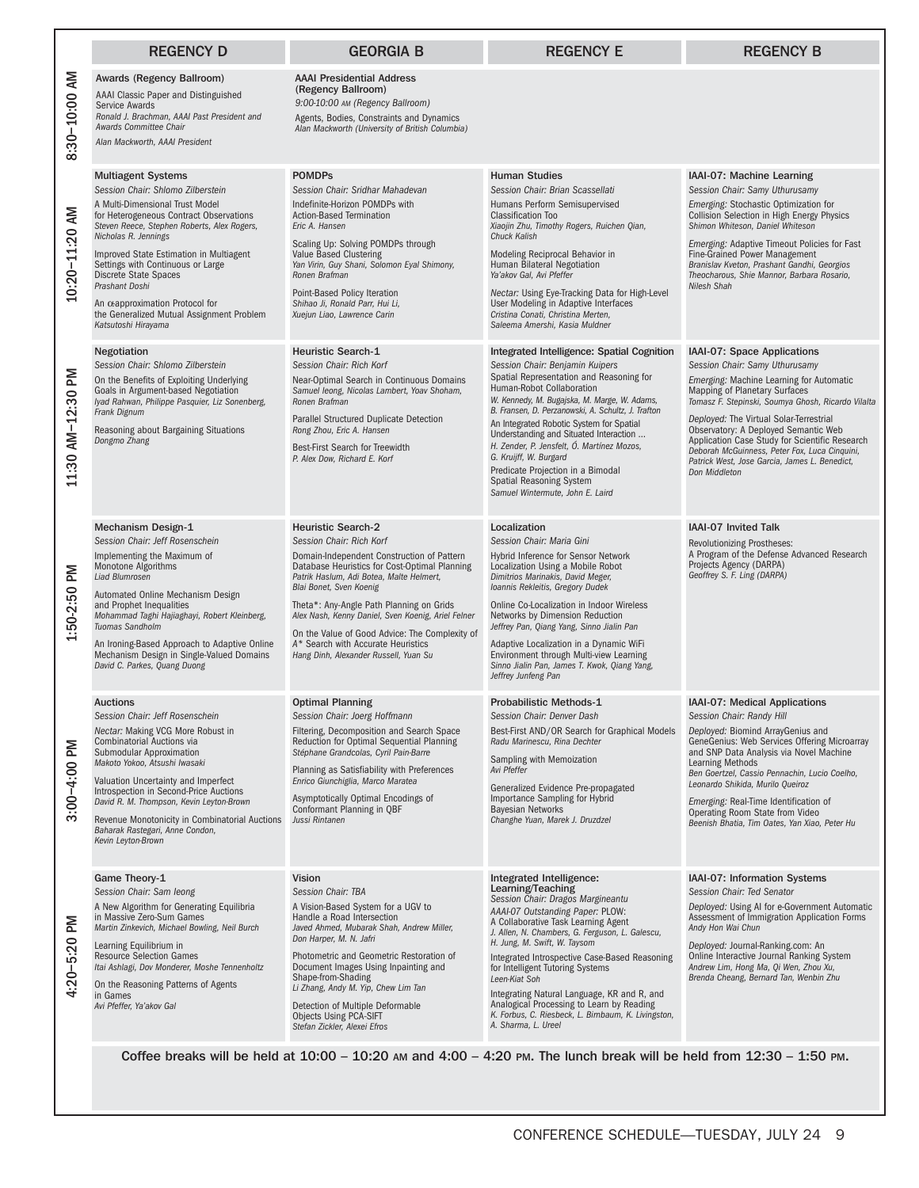| | REGENCY D | GEORGIA B | REGENCY E | REGENCY B |
|---|---|---|---|---|
| 8:30–10:00 AM | **Awards (Regency Ballroom)**<br>AAAI Classic Paper and Distinguished Service Awards<br>*Ronald J. Brachman, AAAI Past President and Awards Committee Chair*<br>*Alan Mackworth, AAAI President* | **AAAI Presidential Address (Regency Ballroom)**<br>*9:00-10:00 AM (Regency Ballroom)*<br>Agents, Bodies, Constraints and Dynamics<br>*Alan Mackworth (University of British Columbia)* | | |
| 10:20–11:20 AM | **Multiagent Systems**<br>*Session Chair: Shlomo Zilberstein*<br>A Multi-Dimensional Trust Model for Heterogeneous Contract Observations<br>*Steven Reece, Stephen Roberts, Alex Rogers, Nicholas R. Jennings*<br>Improved State Estimation in Multiagent Settings with Continuous or Large Discrete State Spaces<br>*Prashant Doshi*<br>An α-approximation Protocol for the Generalized Mutual Assignment Problem<br>*Katsutoshi Hirayama* | **POMDPs**<br>*Session Chair: Sridhar Mahadevan*<br>Indefinite-Horizon POMDPs with Action-Based Termination<br>*Eric A. Hansen*<br>Scaling Up: Solving POMDPs through Value Based Clustering<br>*Yan Virin, Guy Shani, Solomon Eyal Shimony, Ronen Brafman*<br>Point-Based Policy Iteration<br>*Shihao Ji, Ronald Parr, Hui Li, Xuejun Liao, Lawrence Carin* | **Human Studies**<br>*Session Chair: Brian Scassellati*<br>Humans Perform Semisupervised Classification Too<br>*Xiaojin Zhu, Timothy Rogers, Ruichen Qian, Chuck Kalish*<br>Modeling Reciprocal Behavior in Human Bilateral Negotiation<br>*Ya'akov Gal, Avi Pfeffer*<br>*Nectar:* Using Eye-Tracking Data for High-Level User Modeling in Adaptive Interfaces<br>*Cristina Conati, Christina Merten, Saleema Amershi, Kasia Muldner* | **IAAI-07: Machine Learning**<br>*Session Chair: Samy Uthurusamy*<br>*Emerging:* Stochastic Optimization for Collision Selection in High Energy Physics<br>*Shimon Whiteson, Daniel Whiteson*<br>*Emerging:* Adaptive Timeout Policies for Fast Fine-Grained Power Management<br>*Branislav Kveton, Prashant Gandhi, Georgios Theocharous, Shie Mannor, Barbara Rosario, Nilesh Shah* |
| 11:30 AM–12:30 PM | **Negotiation**<br>*Session Chair: Shlomo Zilberstein*<br>On the Benefits of Exploiting Underlying Goals in Argument-based Negotiation<br>*Iyad Rahwan, Philippe Pasquier, Liz Sonenberg, Frank Dignum*<br>Reasoning about Bargaining Situations<br>*Dongmo Zhang* | **Heuristic Search-1**<br>*Session Chair: Rich Korf*<br>Near-Optimal Search in Continuous Domains<br>*Samuel Ieong, Nicolas Lambert, Yoav Shoham, Ronen Brafman*<br>Parallel Structured Duplicate Detection<br>*Rong Zhou, Eric A. Hansen*<br>Best-First Search for Treewidth<br>*P. Alex Dow, Richard E. Korf* | **Integrated Intelligence: Spatial Cognition**<br>*Session Chair: Benjamin Kuipers*<br>Spatial Representation and Reasoning for Human-Robot Collaboration<br>*W. Kennedy, M. Bugajska, M. Marge, W. Adams, B. Fransen, D. Perzanowski, A. Schultz, J. Trafton*<br>An Integrated Robotic System for Spatial Understanding and Situated Interaction ...<br>*H. Zender, P. Jensfelt, Ó. Martínez Mozos, G. Kruijff, W. Burgard*<br>Predicate Projection in a Bimodal Spatial Reasoning System<br>*Samuel Wintermute, John E. Laird* | **IAAI-07: Space Applications**<br>*Session Chair: Samy Uthurusamy*<br>*Emerging:* Machine Learning for Automatic Mapping of Planetary Surfaces<br>*Tomasz F. Stepinski, Soumya Ghosh, Ricardo Vilalta*<br>*Deployed:* The Virtual Solar-Terrestrial Observatory: A Deployed Semantic Web Application Case Study for Scientific Research<br>*Deborah McGuinness, Peter Fox, Luca Cinquini, Patrick West, Jose Garcia, James L. Benedict, Don Middleton* |
| 1:50-2:50 PM | **Mechanism Design-1**<br>*Session Chair: Jeff Rosenschein*<br>Implementing the Maximum of Monotone Algorithms<br>*Liad Blumrosen*<br>Automated Online Mechanism Design and Prophet Inequalities<br>*Mohammad Taghi Hajiaghayi, Robert Kleinberg, Tuomas Sandholm*<br>An Ironing-Based Approach to Adaptive Online Mechanism Design in Single-Valued Domains<br>*David C. Parkes, Quang Duong* | **Heuristic Search-2**<br>*Session Chair: Rich Korf*<br>Domain-Independent Construction of Pattern Database Heuristics for Cost-Optimal Planning<br>*Patrik Haslum, Adi Botea, Malte Helmert, Blai Bonet, Sven Koenig*<br>Theta*: Any-Angle Path Planning on Grids<br>*Alex Nash, Kenny Daniel, Sven Koenig, Ariel Felner*<br>On the Value of Good Advice: The Complexity of A* Search with Accurate Heuristics<br>*Hang Dinh, Alexander Russell, Yuan Su* | **Localization**<br>*Session Chair: Maria Gini*<br>Hybrid Inference for Sensor Network Localization Using a Mobile Robot<br>*Dimitrios Marinakis, David Meger, Ioannis Rekleitis, Gregory Dudek*<br>Online Co-Localization in Indoor Wireless Networks by Dimension Reduction<br>*Jeffrey Pan, Qiang Yang, Sinno Jialin Pan*<br>Adaptive Localization in a Dynamic WiFi Environment through Multi-view Learning<br>*Sinno Jialin Pan, James T. Kwok, Qiang Yang, Jeffrey Junfeng Pan* | **IAAI-07 Invited Talk**<br>Revolutionizing Prostheses: A Program of the Defense Advanced Research Projects Agency (DARPA)<br>*Geoffrey S. F. Ling (DARPA)* |
| 3:00–4:00 PM | **Auctions**<br>*Session Chair: Jeff Rosenschein*<br>*Nectar:* Making VCG More Robust in Combinatorial Auctions via Submodular Approximation<br>*Makoto Yokoo, Atsushi Iwasaki*<br>Valuation Uncertainty and Imperfect Introspection in Second-Price Auctions<br>*David R. M. Thompson, Kevin Leyton-Brown*<br>Revenue Monotonicity in Combinatorial Auctions<br>*Baharak Rastegari, Anne Condon, Kevin Leyton-Brown* | **Optimal Planning**<br>*Session Chair: Joerg Hoffmann*<br>Filtering, Decomposition and Search Space Reduction for Optimal Sequential Planning<br>*Stéphane Grandcolas, Cyril Pain-Barre*<br>Planning as Satisfiability with Preferences<br>*Enrico Giunchiglia, Marco Maratea*<br>Asymptotically Optimal Encodings of Conformant Planning in QBF<br>*Jussi Rintanen* | **Probabilistic Methods-1**<br>*Session Chair: Denver Dash*<br>Best-First AND/OR Search for Graphical Models<br>*Radu Marinescu, Rina Dechter*<br>Sampling with Memoization<br>*Avi Pfeffer*<br>Generalized Evidence Pre-propagated Importance Sampling for Hybrid Bayesian Networks<br>*Changhe Yuan, Marek J. Druzdzel* | **IAAI-07: Medical Applications**<br>*Session Chair: Randy Hill*<br>*Deployed:* Biomind ArrayGenius and GeneGenius: Web Services Offering Microarray and SNP Data Analysis via Novel Machine Learning Methods<br>*Ben Goertzel, Cassio Pennachin, Lucio Coelho, Leonardo Shikida, Murilo Queiroz*<br>*Emerging:* Real-Time Identification of Operating Room State from Video<br>*Beenish Bhatia, Tim Oates, Yan Xiao, Peter Hu* |
| 4:20–5:20 PM | **Game Theory-1**<br>*Session Chair: Sam Ieong*<br>A New Algorithm for Generating Equilibria in Massive Zero-Sum Games<br>*Martin Zinkevich, Michael Bowling, Neil Burch*<br>Learning Equilibrium in Resource Selection Games<br>*Itai Ashlagi, Dov Monderer, Moshe Tennenholtz*<br>On the Reasoning Patterns of Agents in Games<br>*Avi Pfeffer, Ya'akov Gal* | **Vision**<br>*Session Chair: TBA*<br>A Vision-Based System for a UGV to Handle a Road Intersection<br>*Javed Ahmed, Mubarak Shah, Andrew Miller, Don Harper, M. N. Jafri*<br>Photometric and Geometric Restoration of Document Images Using Inpainting and Shape-from-Shading<br>*Li Zhang, Andy M. Yip, Chew Lim Tan*<br>Detection of Multiple Deformable Objects Using PCA-SIFT<br>*Stefan Zickler, Alexei Efros* | **Integrated Intelligence: Learning/Teaching**<br>*Session Chair: Dragos Margineantu*<br>*AAAI-07 Outstanding Paper:* PLOW: A Collaborative Task Learning Agent<br>*J. Allen, N. Chambers, G. Ferguson, L. Galescu, H. Jung, M. Swift, W. Taysom*<br>Integrated Introspective Case-Based Reasoning for Intelligent Tutoring Systems<br>*Leen-Kiat Soh*<br>Integrating Natural Language, KR and R, and Analogical Processing to Learn by Reading<br>*K. Forbus, C. Riesbeck, L. Birnbaum, K. Livingston, A. Sharma, L. Ureel* | **IAAI-07: Information Systems**<br>*Session Chair: Ted Senator*<br>*Deployed:* Using AI for e-Government Automatic Assessment of Immigration Application Forms<br>*Andy Hon Wai Chun*<br>*Deployed:* Journal-Ranking.com: An Online Interactive Journal Ranking System<br>*Andrew Lim, Hong Ma, Qi Wen, Zhou Xu, Brenda Cheang, Bernard Tan, Wenbin Zhu* |

**Coffee breaks will be held at 10:00 – 10:20 AM and 4:00 – 4:20 PM. The lunch break will be held from 12:30 – 1:50 PM.**

CONFERENCE SCHEDULE—TUESDAY, JULY 24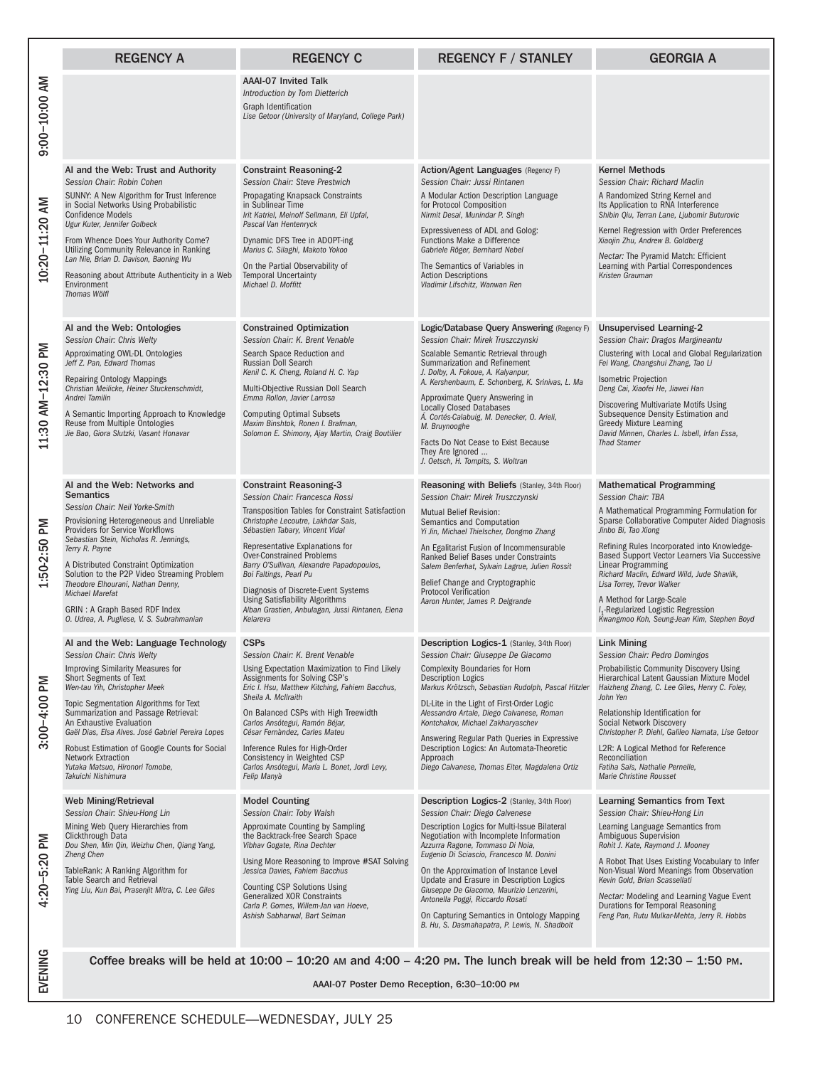# CONFERENCE SCHEDULE—WEDNESDAY, JULY 25

| | REGENCY A | REGENCY C | REGENCY F / STANLEY | GEORGIA A |
|---|---|---|---|---|
| 9:00–10:00 AM | | **AAAI-07 Invited Talk**<br>*Introduction by Tom Dietterich*<br>Graph Identification<br>*Lise Getoor (University of Maryland, College Park)* | | |
| 10:20–11:20 AM | **AI and the Web: Trust and Authority**<br>*Session Chair: Robin Cohen*<br>SUNNY: A New Algorithm for Trust Inference in Social Networks Using Probabilistic Confidence Models<br>*Ugur Kuter, Jennifer Golbeck*<br>From Whence Does Your Authority Come? Utilizing Community Relevance in Ranking<br>*Lan Nie, Brian D. Davison, Baoning Wu*<br>Reasoning about Attribute Authenticity in a Web Environment<br>*Thomas Wölfl* | **Constraint Reasoning-2**<br>*Session Chair: Steve Prestwich*<br>Propagating Knapsack Constraints in Sublinear Time<br>*Irit Katriel, Meinolf Sellmann, Eli Upfal, Pascal Van Hentenryck*<br>Dynamic DFS Tree in ADOPT-ing<br>*Marius C. Silaghi, Makoto Yokoo*<br>On the Partial Observability of Temporal Uncertainty<br>*Michael D. Moffitt* | **Action/Agent Languages** (Regency F)<br>*Session Chair: Jussi Rintanen*<br>A Modular Action Description Language for Protocol Composition<br>*Nirmit Desai, Munindar P. Singh*<br>Expressiveness of ADL and Golog: Functions Make a Difference<br>*Gabriele Röger, Bernhard Nebel*<br>The Semantics of Variables in Action Descriptions<br>*Vladimir Lifschitz, Wanwan Ren* | **Kernel Methods**<br>*Session Chair: Richard Maclin*<br>A Randomized String Kernel and Its Application to RNA Interference<br>*Shibin Qiu, Terran Lane, Ljubomir Buturovic*<br>Kernel Regression with Order Preferences<br>*Xiaojin Zhu, Andrew B. Goldberg*<br>*Nectar:* The Pyramid Match: Efficient Learning with Partial Correspondences<br>*Kristen Grauman* |
| 11:30 AM–12:30 PM | **AI and the Web: Ontologies**<br>*Session Chair: Chris Welty*<br>Approximating OWL-DL Ontologies<br>*Jeff Z. Pan, Edward Thomas*<br>Repairing Ontology Mappings<br>*Christian Meilicke, Heiner Stuckenschmidt, Andrei Tamilin*<br>A Semantic Importing Approach to Knowledge Reuse from Multiple Ontologies<br>*Jie Bao, Giora Slutzki, Vasant Honavar* | **Constrained Optimization**<br>*Session Chair: K. Brent Venable*<br>Search Space Reduction and Russian Doll Search<br>*Kenil C. K. Cheng, Roland H. C. Yap*<br>Multi-Objective Russian Doll Search<br>*Emma Rollon, Javier Larrosa*<br>Computing Optimal Subsets<br>*Maxim Binshtok, Ronen I. Brafman, Solomon E. Shimony, Ajay Martin, Craig Boutilier* | **Logic/Database Query Answering** (Regency F)<br>*Session Chair: Mirek Truszczynski*<br>Scalable Semantic Retrieval through Summarization and Refinement<br>*J. Dolby, A. Fokoue, A. Kalyanpur, A. Kershenbaum, E. Schonberg, K. Srinivas, L. Ma*<br>Approximate Query Answering in Locally Closed Databases<br>*Á. Cortés-Calabuig, M. Denecker, O. Arieli, M. Bruynooghe*<br>Facts Do Not Cease to Exist Because They Are Ignored ...<br>*J. Oetsch, H. Tompits, S. Woltran* | **Unsupervised Learning-2**<br>*Session Chair: Dragos Margineantu*<br>Clustering with Local and Global Regularization<br>*Fei Wang, Changshui Zhang, Tao Li*<br>Isometric Projection<br>*Deng Cai, Xiaofei He, Jiawei Han*<br>Discovering Multivariate Motifs Using Subsequence Density Estimation and Greedy Mixture Learning<br>*David Minnen, Charles L. Isbell, Irfan Essa, Thad Starner* |
| 1:50–2:50 PM | **AI and the Web: Networks and Semantics**<br>*Session Chair: Neil Yorke-Smith*<br>Provisioning Heterogeneous and Unreliable Providers for Service Workflows<br>*Sebastian Stein, Nicholas R. Jennings, Terry R. Payne*<br>A Distributed Constraint Optimization Solution to the P2P Video Streaming Problem<br>*Theodore Elhourani, Nathan Denny, Michael Marefat*<br>GRIN : A Graph Based RDF Index<br>*O. Udrea, A. Pugliese, V. S. Subrahmanian* | **Constraint Reasoning-3**<br>*Session Chair: Francesca Rossi*<br>Transposition Tables for Constraint Satisfaction<br>*Christophe Lecoutre, Lakhdar Sais, Sébastien Tabary, Vincent Vidal*<br>Representative Explanations for Over-Constrained Problems<br>*Barry O'Sullivan, Alexandre Papadopoulos, Boi Faltings, Pearl Pu*<br>Diagnosis of Discrete-Event Systems Using Satisfiability Algorithms<br>*Alban Grastien, Anbulagan, Jussi Rintanen, Elena Kelareva* | **Reasoning with Beliefs** (Stanley, 34th Floor)<br>*Session Chair: Mirek Truszczynski*<br>Mutual Belief Revision: Semantics and Computation<br>*Yi Jin, Michael Thielscher, Dongmo Zhang*<br>An Egalitarist Fusion of Incommensurable Ranked Belief Bases under Constraints<br>*Salem Benferhat, Sylvain Lagrue, Julien Rossit*<br>Belief Change and Cryptographic Protocol Verification<br>*Aaron Hunter, James P. Delgrande* | **Mathematical Programming**<br>*Session Chair: TBA*<br>A Mathematical Programming Formulation for Sparse Collaborative Computer Aided Diagnosis<br>*Jinbo Bi, Tao Xiong*<br>Refining Rules Incorporated into Knowledge-Based Support Vector Learners Via Successive Linear Programming<br>*Richard Maclin, Edward Wild, Jude Shavlik, Lisa Torrey, Trevor Walker*<br>A Method for Large-Scale $l_1$-Regularized Logistic Regression<br>*Kwangmoo Koh, Seung-Jean Kim, Stephen Boyd* |
| 3:00–4:00 PM | **AI and the Web: Language Technology**<br>*Session Chair: Chris Welty*<br>Improving Similarity Measures for Short Segments of Text<br>*Wen-tau Yih, Christopher Meek*<br>Topic Segmentation Algorithms for Text Summarization and Passage Retrieval: An Exhaustive Evaluation<br>*Gaël Dias, Elsa Alves, José Gabriel Pereira Lopes*<br>Robust Estimation of Google Counts for Social Network Extraction<br>*Yutaka Matsuo, Hironori Tomobe, Takuichi Nishimura* | **CSPs**<br>*Session Chair: K. Brent Venable*<br>Using Expectation Maximization to Find Likely Assignments for Solving CSP's<br>*Eric I. Hsu, Matthew Kitching, Fahiem Bacchus, Sheila A. McIlraith*<br>On Balanced CSPs with High Treewidth<br>*Carlos Ansótegui, Ramón Béjar, César Fernàndez, Carles Mateu*<br>Inference Rules for High-Order Consistency in Weighted CSP<br>*Carlos Ansótegui, Maria L. Bonet, Jordi Levy, Felip Manyà* | **Description Logics-1** (Stanley, 34th Floor)<br>*Session Chair: Giuseppe De Giacomo*<br>Complexity Boundaries for Horn Description Logics<br>*Markus Krötzsch, Sebastian Rudolph, Pascal Hitzler*<br>DL-Lite in the Light of First-Order Logic<br>*Alessandro Artale, Diego Calvanese, Roman Kontchakov, Michael Zakharyaschev*<br>Answering Regular Path Queries in Expressive Description Logics: An Automata-Theoretic Approach<br>*Diego Calvanese, Thomas Eiter, Magdalena Ortiz* | **Link Mining**<br>*Session Chair: Pedro Domingos*<br>Probabilistic Community Discovery Using Hierarchical Latent Gaussian Mixture Model<br>*Haizheng Zhang, C. Lee Giles, Henry C. Foley, John Yen*<br>Relationship Identification for Social Network Discovery<br>*Christopher P. Diehl, Galileo Namata, Lise Getoor*<br>L2R: A Logical Method for Reference Reconciliation<br>*Fatiha Saïs, Nathalie Pernelle, Marie Christine Rousset* |
| 4:20–5:20 PM | **Web Mining/Retrieval**<br>*Session Chair: Shieu-Hong Lin*<br>Mining Web Query Hierarchies from Clickthrough Data<br>*Dou Shen, Min Qin, Weizhu Chen, Qiang Yang, Zheng Chen*<br>TableRank: A Ranking Algorithm for Table Search and Retrieval<br>*Ying Liu, Kun Bai, Prasenjit Mitra, C. Lee Giles* | **Model Counting**<br>*Session Chair: Toby Walsh*<br>Approximate Counting by Sampling the Backtrack-free Search Space<br>*Vibhav Gogate, Rina Dechter*<br>Using More Reasoning to Improve #SAT Solving<br>*Jessica Davies, Fahiem Bacchus*<br>Counting CSP Solutions Using Generalized XOR Constraints<br>*Carla P. Gomes, Willem-Jan van Hoeve, Ashish Sabharwal, Bart Selman* | **Description Logics-2** (Stanley, 34th Floor)<br>*Session Chair: Diego Calvenese*<br>Description Logics for Multi-Issue Bilateral Negotiation with Incomplete Information<br>*Azzurra Ragone, Tommaso Di Noia, Eugenio Di Sciascio, Francesco M. Donini*<br>On the Approximation of Instance Level Update and Erasure in Description Logics<br>*Giuseppe De Giacomo, Maurizio Lenzerini, Antonella Poggi, Riccardo Rosati*<br>On Capturing Semantics in Ontology Mapping<br>*B. Hu, S. Dasmahapatra, P. Lewis, N. Shadbolt* | **Learning Semantics from Text**<br>*Session Chair: Shieu-Hong Lin*<br>Learning Language Semantics from Ambiguous Supervision<br>*Rohit J. Kate, Raymond J. Mooney*<br>A Robot That Uses Existing Vocabulary to Infer Non-Visual Word Meanings from Observation<br>*Kevin Gold, Brian Scassellati*<br>*Nectar:* Modeling and Learning Vague Event Durations for Temporal Reasoning<br>*Feng Pan, Rutu Mulkar-Mehta, Jerry R. Hobbs* |
| EVENING | **Coffee breaks will be held at 10:00 – 10:20 AM and 4:00 – 4:20 PM. The lunch break will be held from 12:30 – 1:50 PM.**<br>AAAI-07 Poster Demo Reception, 6:30–10:00 PM | | | |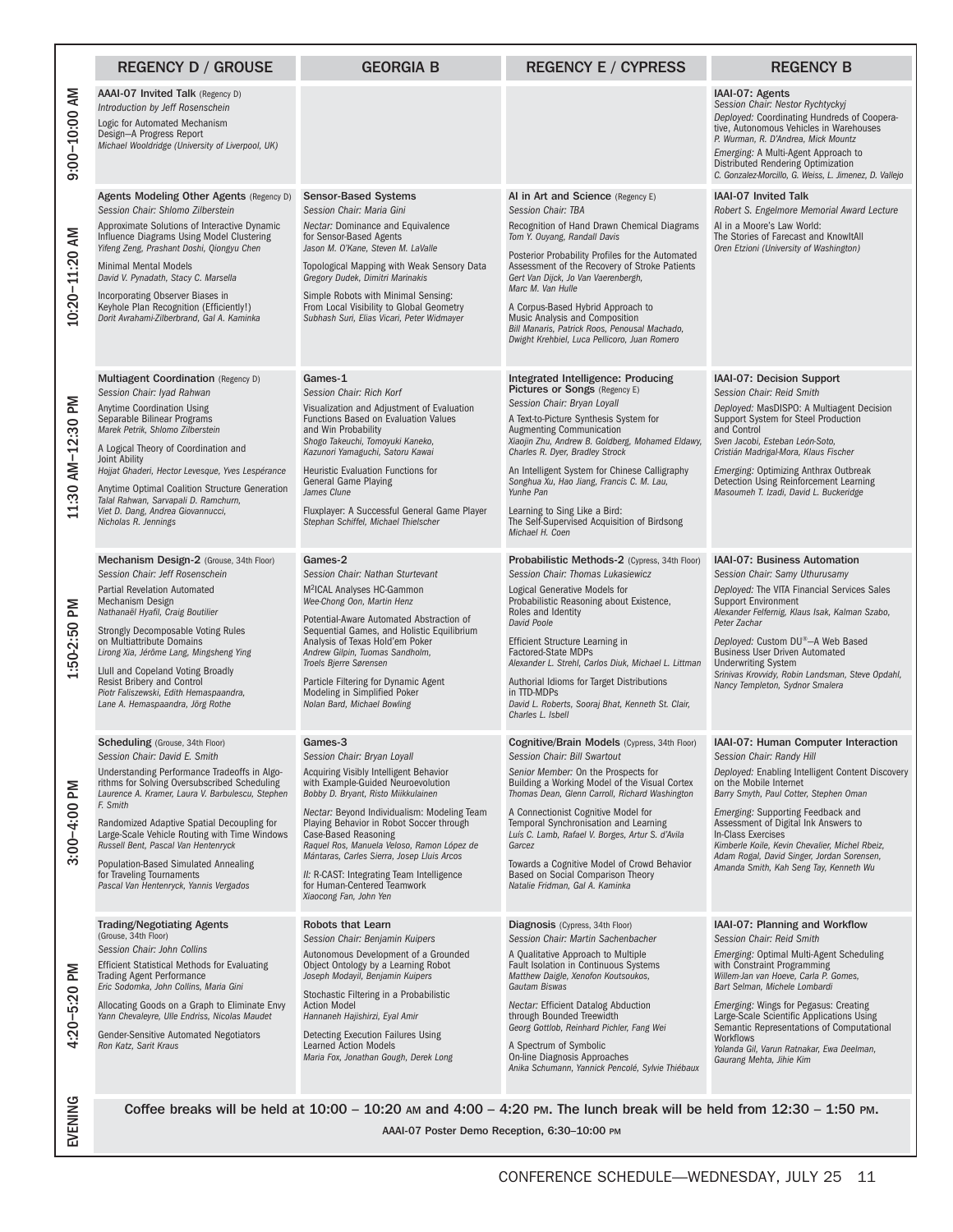| | REGENCY D / GROUSE | GEORGIA B | REGENCY E / CYPRESS | REGENCY B |
|---|---|---|---|---|
| 9:00–10:00 AM | **AAAI-07 Invited Talk** (Regency D)<br>*Introduction by Jeff Rosenschein*<br>Logic for Automated Mechanism Design—A Progress Report<br>*Michael Wooldridge (University of Liverpool, UK)* | | | **IAAI-07: Agents**<br>*Session Chair: Nestor Rychtyckyj*<br>*Deployed:* Coordinating Hundreds of Cooperative, Autonomous Vehicles in Warehouses<br>*P. Wurman, R. D'Andrea, Mick Mountz*<br>*Emerging:* A Multi-Agent Approach to Distributed Rendering Optimization<br>*C. Gonzalez-Morcillo, G. Weiss, L. Jimenez, D. Vallejo* |
| 10:20–11:20 AM | **Agents Modeling Other Agents** (Regency D)<br>*Session Chair: Shlomo Zilberstein*<br>Approximate Solutions of Interactive Dynamic Influence Diagrams Using Model Clustering<br>*Yifeng Zeng, Prashant Doshi, Qiongyu Chen*<br>Minimal Mental Models<br>*David V. Pynadath, Stacy C. Marsella*<br>Incorporating Observer Biases in Keyhole Plan Recognition (Efficiently!)<br>*Dorit Avrahami-Zilberbrand, Gal A. Kaminka* | **Sensor-Based Systems**<br>*Session Chair: Maria Gini*<br>*Nectar:* Dominance and Equivalence for Sensor-Based Agents<br>*Jason M. O'Kane, Steven M. LaValle*<br>Topological Mapping with Weak Sensory Data<br>*Gregory Dudek, Dimitri Marinakis*<br>Simple Robots with Minimal Sensing: From Local Visibility to Global Geometry<br>*Subhash Suri, Elias Vicari, Peter Widmayer* | **AI in Art and Science** (Regency E)<br>*Session Chair: TBA*<br>Recognition of Hand Drawn Chemical Diagrams<br>*Tom Y. Ouyang, Randall Davis*<br>Posterior Probability Profiles for the Automated Assessment of the Recovery of Stroke Patients<br>*Gert Van Dijck, Jo Van Vaerenbergh, Marc M. Van Hulle*<br>A Corpus-Based Hybrid Approach to Music Analysis and Composition<br>*Bill Manaris, Patrick Roos, Penousal Machado, Dwight Krehbiel, Luca Pellicoro, Juan Romero* | **IAAI-07 Invited Talk**<br>*Robert S. Engelmore Memorial Award Lecture*<br>AI in a Moore's Law World: The Stories of Farecast and KnowItAll<br>*Oren Etzioni (University of Washington)* |
| 11:30 AM–12:30 PM | **Multiagent Coordination** (Regency D)<br>*Session Chair: Iyad Rahwan*<br>Anytime Coordination Using Separable Bilinear Programs<br>*Marek Petrik, Shlomo Zilberstein*<br>A Logical Theory of Coordination and Joint Ability<br>*Hojjat Ghaderi, Hector Levesque, Yves Lespérance*<br>Anytime Optimal Coalition Structure Generation<br>*Talal Rahwan, Sarvapali D. Ramchurn, Viet D. Dang, Andrea Giovannucci, Nicholas R. Jennings* | **Games-1**<br>*Session Chair: Rich Korf*<br>Visualization and Adjustment of Evaluation Functions Based on Evaluation Values and Win Probability<br>*Shogo Takeuchi, Tomoyuki Kaneko, Kazunori Yamaguchi, Satoru Kawai*<br>Heuristic Evaluation Functions for General Game Playing<br>*James Clune*<br>Fluxplayer: A Successful General Game Player<br>*Stephan Schiffel, Michael Thielscher* | **Integrated Intelligence: Producing Pictures or Songs** (Regency E)<br>*Session Chair: Bryan Loyall*<br>A Text-to-Picture Synthesis System for Augmenting Communication<br>*Xiaojin Zhu, Andrew B. Goldberg, Mohamed Eldawy, Charles R. Dyer, Bradley Strock*<br>An Intelligent System for Chinese Calligraphy<br>*Songhua Xu, Hao Jiang, Francis C. M. Lau, Yunhe Pan*<br>Learning to Sing Like a Bird: The Self-Supervised Acquisition of Birdsong<br>*Michael H. Coen* | **IAAI-07: Decision Support**<br>*Session Chair: Reid Smith*<br>*Deployed:* MasDISPO: A Multiagent Decision Support System for Steel Production and Control<br>*Sven Jacobi, Esteban León-Soto, Cristián Madrigal-Mora, Klaus Fischer*<br>*Emerging:* Optimizing Anthrax Outbreak Detection Using Reinforcement Learning<br>*Masoumeh T. Izadi, David L. Buckeridge* |
| 1:50-2:50 PM | **Mechanism Design-2** (Grouse, 34th Floor)<br>*Session Chair: Jeff Rosenschein*<br>Partial Revelation Automated Mechanism Design<br>*Nathanaël Hyafil, Craig Boutilier*<br>Strongly Decomposable Voting Rules on Multiattribute Domains<br>*Lirong Xia, Jérôme Lang, Mingsheng Ying*<br>Llull and Copeland Voting Broadly Resist Bribery and Control<br>*Piotr Faliszewski, Edith Hemaspaandra, Lane A. Hemaspaandra, Jörg Rothe* | **Games-2**<br>*Session Chair: Nathan Sturtevant*<br>M[2]ICAL Analyses HC-Gammon<br>*Wee-Chong Oon, Martin Henz*<br>Potential-Aware Automated Abstraction of Sequential Games, and Holistic Equilibrium Analysis of Texas Hold'em Poker<br>*Andrew Gilpin, Tuomas Sandholm, Troels Bjerre Sørensen*<br>Particle Filtering for Dynamic Agent Modeling in Simplified Poker<br>*Nolan Bard, Michael Bowling* | **Probabilistic Methods-2** (Cypress, 34th Floor)<br>*Session Chair: Thomas Lukasiewicz*<br>Logical Generative Models for Probabilistic Reasoning about Existence, Roles and Identity<br>*David Poole*<br>Efficient Structure Learning in Factored-State MDPs<br>*Alexander L. Strehl, Carlos Diuk, Michael L. Littman*<br>Authorial Idioms for Target Distributions in TTD-MDPs<br>*David L. Roberts, Sooraj Bhat, Kenneth St. Clair, Charles L. Isbell* | **IAAI-07: Business Automation**<br>*Session Chair: Samy Uthurusamy*<br>*Deployed:* The VITA Financial Services Sales Support Environment<br>*Alexander Felfernig, Klaus Isak, Kalman Szabo, Peter Zachar*<br>*Deployed:* Custom DU®—A Web Based Business User Driven Automated Underwriting System<br>*Srinivas Krovvidy, Robin Landsman, Steve Opdahl, Nancy Templeton, Sydnor Smalera* |
| 3:00–4:00 PM | **Scheduling** (Grouse, 34th Floor)<br>*Session Chair: David E. Smith*<br>Understanding Performance Tradeoffs in Algorithms for Solving Oversubscribed Scheduling<br>*Laurence A. Kramer, Laura V. Barbulescu, Stephen F. Smith*<br>Randomized Adaptive Spatial Decoupling for Large-Scale Vehicle Routing with Time Windows<br>*Russell Bent, Pascal Van Hentenryck*<br>Population-Based Simulated Annealing for Traveling Tournaments<br>*Pascal Van Hentenryck, Yannis Vergados* | **Games-3**<br>*Session Chair: Bryan Loyall*<br>Acquiring Visibly Intelligent Behavior with Example-Guided Neuroevolution<br>*Bobby D. Bryant, Risto Miikkulainen*<br>*Nectar:* Beyond Individualism: Modeling Team Playing Behavior in Robot Soccer through Case-Based Reasoning<br>*Raquel Ros, Manuela Veloso, Ramon López de Mántaras, Carles Sierra, Josep Lluis Arcos*<br>*II:* R-CAST: Integrating Team Intelligence for Human-Centered Teamwork<br>*Xiaocong Fan, John Yen* | **Cognitive/Brain Models** (Cypress, 34th Floor)<br>*Session Chair: Bill Swartout*<br>*Senior Member:* On the Prospects for Building a Working Model of the Visual Cortex<br>*Thomas Dean, Glenn Carroll, Richard Washington*<br>A Connectionist Cognitive Model for Temporal Synchronisation and Learning<br>*Luís C. Lamb, Rafael V. Borges, Artur S. d'Avila Garcez*<br>Towards a Cognitive Model of Crowd Behavior Based on Social Comparison Theory<br>*Natalie Fridman, Gal A. Kaminka* | **IAAI-07: Human Computer Interaction**<br>*Session Chair: Randy Hill*<br>*Deployed:* Enabling Intelligent Content Discovery on the Mobile Internet<br>*Barry Smyth, Paul Cotter, Stephen Oman*<br>*Emerging:* Supporting Feedback and Assessment of Digital Ink Answers to In-Class Exercises<br>*Kimberle Koile, Kevin Chevalier, Michel Rbeiz, Adam Rogal, David Singer, Jordan Sorensen, Amanda Smith, Kah Seng Tay, Kenneth Wu* |
| 4:20–5:20 PM | **Trading/Negotiating Agents** (Grouse, 34th Floor)<br>*Session Chair: John Collins*<br>Efficient Statistical Methods for Evaluating Trading Agent Performance<br>*Eric Sodomka, John Collins, Maria Gini*<br>Allocating Goods on a Graph to Eliminate Envy<br>*Yann Chevaleyre, Ulle Endriss, Nicolas Maudet*<br>Gender-Sensitive Automated Negotiators<br>*Ron Katz, Sarit Kraus* | **Robots that Learn**<br>*Session Chair: Benjamin Kuipers*<br>Autonomous Development of a Grounded Object Ontology by a Learning Robot<br>*Joseph Modayil, Benjamin Kuipers*<br>Stochastic Filtering in a Probabilistic Action Model<br>*Hannaneh Hajishirzi, Eyal Amir*<br>Detecting Execution Failures Using Learned Action Models<br>*Maria Fox, Jonathan Gough, Derek Long* | **Diagnosis** (Cypress, 34th Floor)<br>*Session Chair: Martin Sachenbacher*<br>A Qualitative Approach to Multiple Fault Isolation in Continuous Systems<br>*Matthew Daigle, Xenofon Koutsoukos, Gautam Biswas*<br>*Nectar:* Efficient Datalog Abduction through Bounded Treewidth<br>*Georg Gottlob, Reinhard Pichler, Fang Wei*<br>A Spectrum of Symbolic On-line Diagnosis Approaches<br>*Anika Schumann, Yannick Pencolé, Sylvie Thiébaux* | **IAAI-07: Planning and Workflow**<br>*Session Chair: Reid Smith*<br>*Emerging:* Optimal Multi-Agent Scheduling with Constraint Programming<br>*Willem-Jan van Hoeve, Carla P. Gomes, Bart Selman, Michele Lombardi*<br>*Emerging:* Wings for Pegasus: Creating Large-Scale Scientific Applications Using Semantic Representations of Computational Workflows<br>*Yolanda Gil, Varun Ratnakar, Ewa Deelman, Gaurang Mehta, Jihie Kim* |
| EVENING | **Coffee breaks will be held at 10:00 – 10:20 AM and 4:00 – 4:20 PM. The lunch break will be held from 12:30 – 1:50 PM.**<br>AAAI-07 Poster Demo Reception, 6:30–10:00 PM | | | |

CONFERENCE SCHEDULE—WEDNESDAY, JULY 25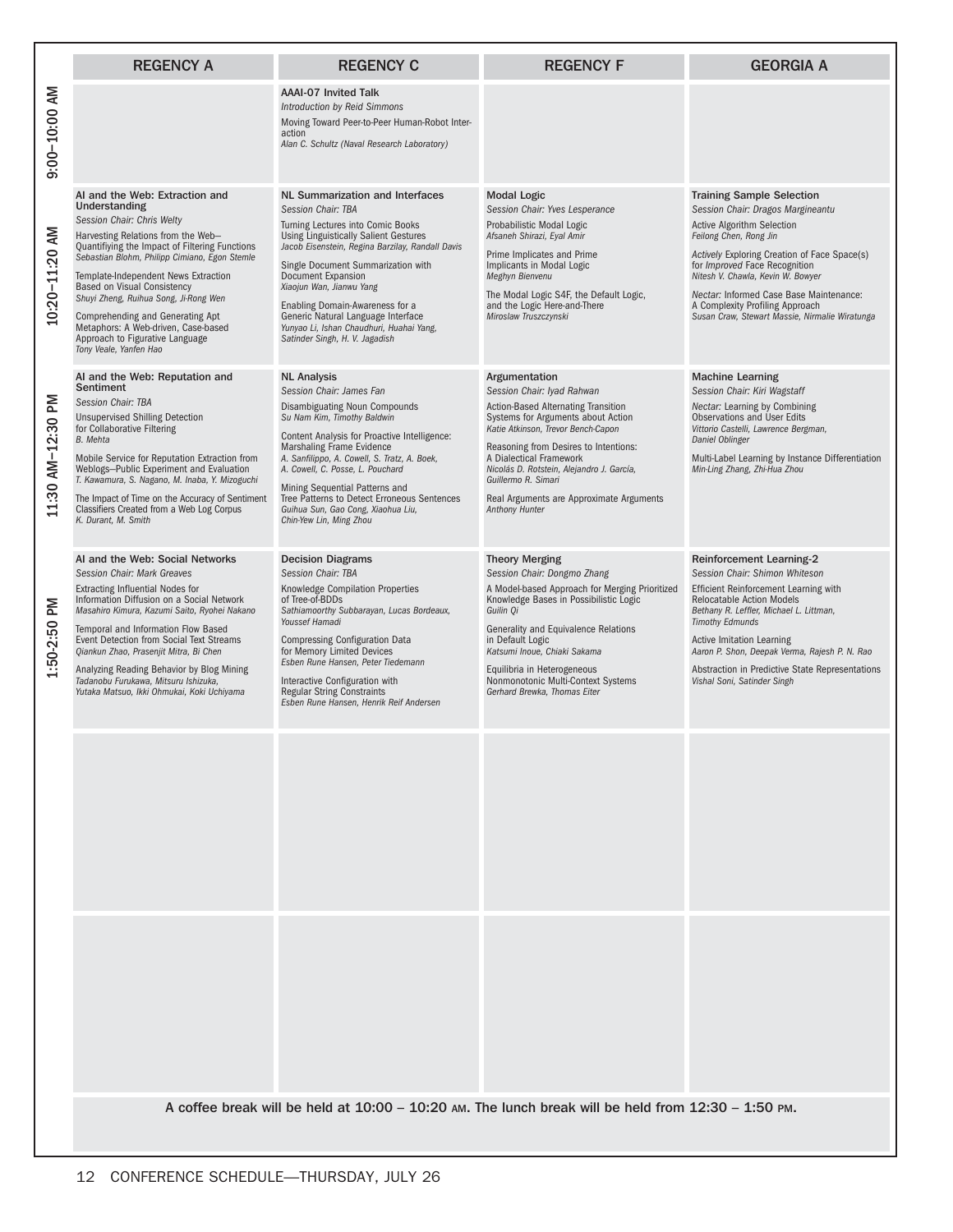## CONFERENCE SCHEDULE—THURSDAY, JULY 26

| | REGENCY A | REGENCY C | REGENCY F | GEORGIA A |
|---|---|---|---|---|
| 9:00–10:00 AM | | **AAAI-07 Invited Talk**<br>*Introduction by Reid Simmons*<br>Moving Toward Peer-to-Peer Human-Robot Interaction<br>*Alan C. Schultz (Naval Research Laboratory)* | | |
| 10:20–11:20 AM | **AI and the Web: Extraction and Understanding**<br>*Session Chair: Chris Welty*<br>Harvesting Relations from the Web—Quantifiying the Impact of Filtering Functions<br>*Sebastian Blohm, Philipp Cimiano, Egon Stemle*<br>Template-Independent News Extraction Based on Visual Consistency<br>*Shuyi Zheng, Ruihua Song, Ji-Rong Wen*<br>Comprehending and Generating Apt Metaphors: A Web-driven, Case-based Approach to Figurative Language<br>*Tony Veale, Yanfen Hao* | **NL Summarization and Interfaces**<br>*Session Chair: TBA*<br>Turning Lectures into Comic Books Using Linguistically Salient Gestures<br>*Jacob Eisenstein, Regina Barzilay, Randall Davis*<br>Single Document Summarization with Document Expansion<br>*Xiaojun Wan, Jianwu Yang*<br>Enabling Domain-Awareness for a Generic Natural Language Interface<br>*Yunyao Li, Ishan Chaudhuri, Huahai Yang, Satinder Singh, H. V. Jagadish* | **Modal Logic**<br>*Session Chair: Yves Lesperance*<br>Probabilistic Modal Logic<br>*Afsaneh Shirazi, Eyal Amir*<br>Prime Implicates and Prime Implicants in Modal Logic<br>*Meghyn Bienvenu*<br>The Modal Logic S4F, the Default Logic, and the Logic Here-and-There<br>*Miroslaw Truszczynski* | **Training Sample Selection**<br>*Session Chair: Dragos Margineantu*<br>Active Algorithm Selection<br>*Feilong Chen, Rong Jin*<br>*Actively* Exploring Creation of Face Space(s) for *Improved* Face Recognition<br>*Nitesh V. Chawla, Kevin W. Bowyer*<br>*Nectar:* Informed Case Base Maintenance: A Complexity Profiling Approach<br>*Susan Craw, Stewart Massie, Nirmalie Wiratunga* |
| 11:30 AM–12:30 PM | **AI and the Web: Reputation and Sentiment**<br>*Session Chair: TBA*<br>Unsupervised Shilling Detection for Collaborative Filtering<br>*B. Mehta*<br>Mobile Service for Reputation Extraction from Weblogs—Public Experiment and Evaluation<br>*T. Kawamura, S. Nagano, M. Inaba, Y. Mizoguchi*<br>The Impact of Time on the Accuracy of Sentiment Classifiers Created from a Web Log Corpus<br>*K. Durant, M. Smith* | **NL Analysis**<br>*Session Chair: James Fan*<br>Disambiguating Noun Compounds<br>*Su Nam Kim, Timothy Baldwin*<br>Content Analysis for Proactive Intelligence: Marshaling Frame Evidence<br>*A. Sanfilippo, A. Cowell, S. Tratz, A. Boek, A. Cowell, C. Posse, L. Pouchard*<br>Mining Sequential Patterns and Tree Patterns to Detect Erroneous Sentences<br>*Guihua Sun, Gao Cong, Xiaohua Liu, Chin-Yew Lin, Ming Zhou* | **Argumentation**<br>*Session Chair: Iyad Rahwan*<br>Action-Based Alternating Transition Systems for Arguments about Action<br>*Katie Atkinson, Trevor Bench-Capon*<br>Reasoning from Desires to Intentions: A Dialectical Framework<br>*Nicolás D. Rotstein, Alejandro J. García, Guillermo R. Simari*<br>Real Arguments are Approximate Arguments<br>*Anthony Hunter* | **Machine Learning**<br>*Session Chair: Kiri Wagstaff*<br>*Nectar:* Learning by Combining Observations and User Edits<br>*Vittorio Castelli, Lawrence Bergman, Daniel Oblinger*<br>Multi-Label Learning by Instance Differentiation<br>*Min-Ling Zhang, Zhi-Hua Zhou* |
| 1:50-2:50 PM | **AI and the Web: Social Networks**<br>*Session Chair: Mark Greaves*<br>Extracting Influential Nodes for Information Diffusion on a Social Network<br>*Masahiro Kimura, Kazumi Saito, Ryohei Nakano*<br>Temporal and Information Flow Based Event Detection from Social Text Streams<br>*Qiankun Zhao, Prasenjit Mitra, Bi Chen*<br>Analyzing Reading Behavior by Blog Mining<br>*Tadanobu Furukawa, Mitsuru Ishizuka, Yutaka Matsuo, Ikki Ohmukai, Koki Uchiyama* | **Decision Diagrams**<br>*Session Chair: TBA*<br>Knowledge Compilation Properties of Tree-of-BDDs<br>*Sathiamoorthy Subbarayan, Lucas Bordeaux, Youssef Hamadi*<br>Compressing Configuration Data for Memory Limited Devices<br>*Esben Rune Hansen, Peter Tiedemann*<br>Interactive Configuration with Regular String Constraints<br>*Esben Rune Hansen, Henrik Reif Andersen* | **Theory Merging**<br>*Session Chair: Dongmo Zhang*<br>A Model-based Approach for Merging Prioritized Knowledge Bases in Possibilistic Logic<br>*Guilin Qi*<br>Generality and Equivalence Relations in Default Logic<br>*Katsumi Inoue, Chiaki Sakama*<br>Equilibria in Heterogeneous Nonmonotonic Multi-Context Systems<br>*Gerhard Brewka, Thomas Eiter* | **Reinforcement Learning-2**<br>*Session Chair: Shimon Whiteson*<br>Efficient Reinforcement Learning with Relocatable Action Models<br>*Bethany R. Leffler, Michael L. Littman, Timothy Edmunds*<br>Active Imitation Learning<br>*Aaron P. Shon, Deepak Verma, Rajesh P. N. Rao*<br>Abstraction in Predictive State Representations<br>*Vishal Soni, Satinder Singh* |

**A coffee break will be held at 10:00 – 10:20 AM. The lunch break will be held from 12:30 – 1:50 PM.**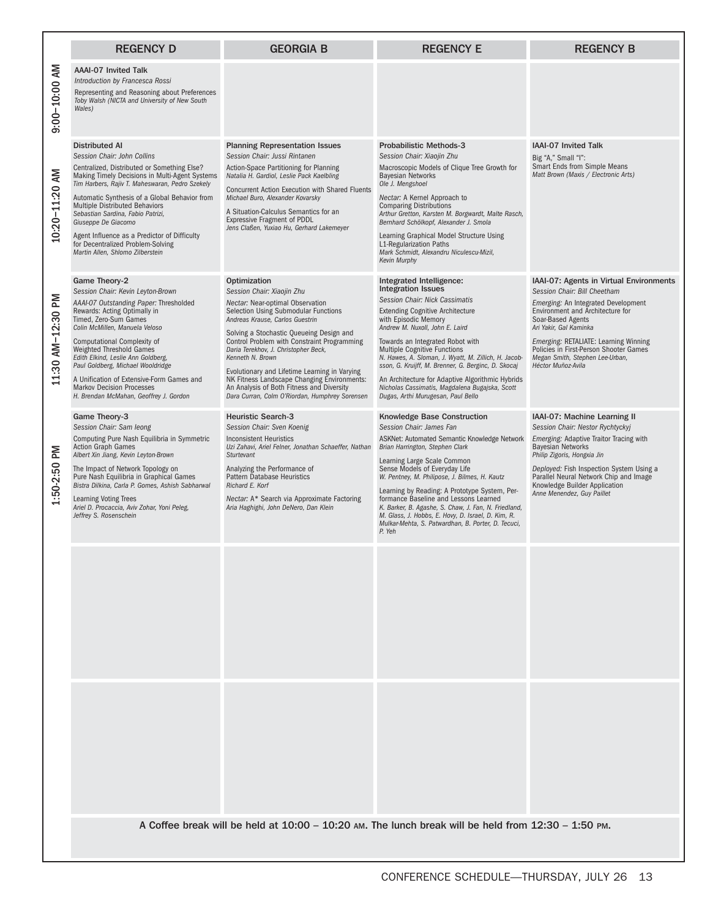| | REGENCY D | GEORGIA B | REGENCY E | REGENCY B |
|---|---|---|---|---|
| 9:00–10:00 AM | **AAAI-07 Invited Talk**<br>*Introduction by Francesca Rossi*<br>Representing and Reasoning about Preferences<br>*Toby Walsh (NICTA and University of New South Wales)* | | | |
| 10:20–11:20 AM | **Distributed AI**<br>*Session Chair: John Collins*<br>Centralized, Distributed or Something Else? Making Timely Decisions in Multi-Agent Systems<br>*Tim Harbers, Rajiv T. Maheswaran, Pedro Szekely*<br>Automatic Synthesis of a Global Behavior from Multiple Distributed Behaviors<br>*Sebastian Sardina, Fabio Patrizi, Giuseppe De Giacomo*<br>Agent Influence as a Predictor of Difficulty for Decentralized Problem-Solving<br>*Martin Allen, Shlomo Zilberstein* | **Planning Representation Issues**<br>*Session Chair: Jussi Rintanen*<br>Action-Space Partitioning for Planning<br>*Natalia H. Gardiol, Leslie Pack Kaelbling*<br>Concurrent Action Execution with Shared Fluents<br>*Michael Buro, Alexander Kovarsky*<br>A Situation-Calculus Semantics for an Expressive Fragment of PDDL<br>*Jens Claßen, Yuxiao Hu, Gerhard Lakemeyer* | **Probabilistic Methods-3**<br>*Session Chair: Xiaojin Zhu*<br>Macroscopic Models of Clique Tree Growth for Bayesian Networks<br>*Ole J. Mengshoel*<br>*Nectar:* A Kernel Approach to Comparing Distributions<br>*Arthur Gretton, Karsten M. Borgwardt, Malte Rasch, Bernhard Schölkopf, Alexander J. Smola*<br>Learning Graphical Model Structure Using L1-Regularization Paths<br>*Mark Schmidt, Alexandru Niculescu-Mizil, Kevin Murphy* | **IAAI-07 Invited Talk**<br>Big "A," Small "I": Smart Ends from Simple Means<br>*Matt Brown (Maxis / Electronic Arts)* |
| 11:30 AM–12:30 PM | **Game Theory-2**<br>*Session Chair: Kevin Leyton-Brown*<br>*AAAI-07 Outstanding Paper:* Thresholded Rewards: Acting Optimally in Timed, Zero-Sum Games<br>*Colin McMillen, Manuela Veloso*<br>Computational Complexity of Weighted Threshold Games<br>*Edith Elkind, Leslie Ann Goldberg, Paul Goldberg, Michael Wooldridge*<br>A Unification of Extensive-Form Games and Markov Decision Processes<br>*H. Brendan McMahan, Geoffrey J. Gordon* | **Optimization**<br>*Session Chair: Xiaojin Zhu*<br>*Nectar:* Near-optimal Observation Selection Using Submodular Functions<br>*Andreas Krause, Carlos Guestrin*<br>Solving a Stochastic Queueing Design and Control Problem with Constraint Programming<br>*Daria Terekhov, J. Christopher Beck, Kenneth N. Brown*<br>Evolutionary and Lifetime Learning in Varying NK Fitness Landscape Changing Environments: An Analysis of Both Fitness and Diversity<br>*Dara Curran, Colm O'Riordan, Humphrey Sorensen* | **Integrated Intelligence: Integration Issues**<br>*Session Chair: Nick Cassimatis*<br>Extending Cognitive Architecture with Episodic Memory<br>*Andrew M. Nuxoll, John E. Laird*<br>Towards an Integrated Robot with Multiple Cognitive Functions<br>*N. Hawes, A. Sloman, J. Wyatt, M. Zillich, H. Jacobsson, G. Kruijff, M. Brenner, G. Berginc, D. Skocaj*<br>An Architecture for Adaptive Algorithmic Hybrids<br>*Nicholas Cassimatis, Magdalena Bugajska, Scott Dugas, Arthi Murugesan, Paul Bello* | **IAAI-07: Agents in Virtual Environments**<br>*Session Chair: Bill Cheetham*<br>*Emerging:* An Integrated Development Environment and Architecture for Soar-Based Agents<br>*Ari Yakir, Gal Kaminka*<br>*Emerging:* RETALIATE: Learning Winning Policies in First-Person Shooter Games<br>*Megan Smith, Stephen Lee-Urban, Héctor Muñoz-Avila* |
| 1:50-2:50 PM | **Game Theory-3**<br>*Session Chair: Sam Ieong*<br>Computing Pure Nash Equilibria in Symmetric Action Graph Games<br>*Albert Xin Jiang, Kevin Leyton-Brown*<br>The Impact of Network Topology on Pure Nash Equilibria in Graphical Games<br>*Bistra Dilkina, Carla P. Gomes, Ashish Sabharwal*<br>Learning Voting Trees<br>*Ariel D. Procaccia, Aviv Zohar, Yoni Peleg, Jeffrey S. Rosenschein* | **Heuristic Search-3**<br>*Session Chair: Sven Koenig*<br>Inconsistent Heuristics<br>*Uzi Zahavi, Ariel Felner, Jonathan Schaeffer, Nathan Sturtevant*<br>Analyzing the Performance of Pattern Database Heuristics<br>*Richard E. Korf*<br>*Nectar:* A* Search via Approximate Factoring<br>*Aria Haghighi, John DeNero, Dan Klein* | **Knowledge Base Construction**<br>*Session Chair: James Fan*<br>ASKNet: Automated Semantic Knowledge Network<br>*Brian Harrington, Stephen Clark*<br>Learning Large Scale Common Sense Models of Everyday Life<br>*W. Pentney, M. Philipose, J. Bilmes, H. Kautz*<br>Learning by Reading: A Prototype System, Performance Baseline and Lessons Learned<br>*K. Barker, B. Agashe, S. Chaw, J. Fan, N. Friedland, M. Glass, J. Hobbs, E. Hovy, D. Israel, D. Kim, R. Mulkar-Mehta, S. Patwardhan, B. Porter, D. Tecuci, P. Yeh* | **IAAI-07: Machine Learning II**<br>*Session Chair: Nestor Rychtyckyj*<br>*Emerging:* Adaptive Traitor Tracing with Bayesian Networks<br>*Philip Zigoris, Hongxia Jin*<br>*Deployed:* Fish Inspection System Using a Parallel Neural Network Chip and Image Knowledge Builder Application<br>*Anne Menendez, Guy Paillet* |

**A Coffee break will be held at 10:00 – 10:20 AM. The lunch break will be held from 12:30 – 1:50 PM.**

CONFERENCE SCHEDULE—THURSDAY, JULY 26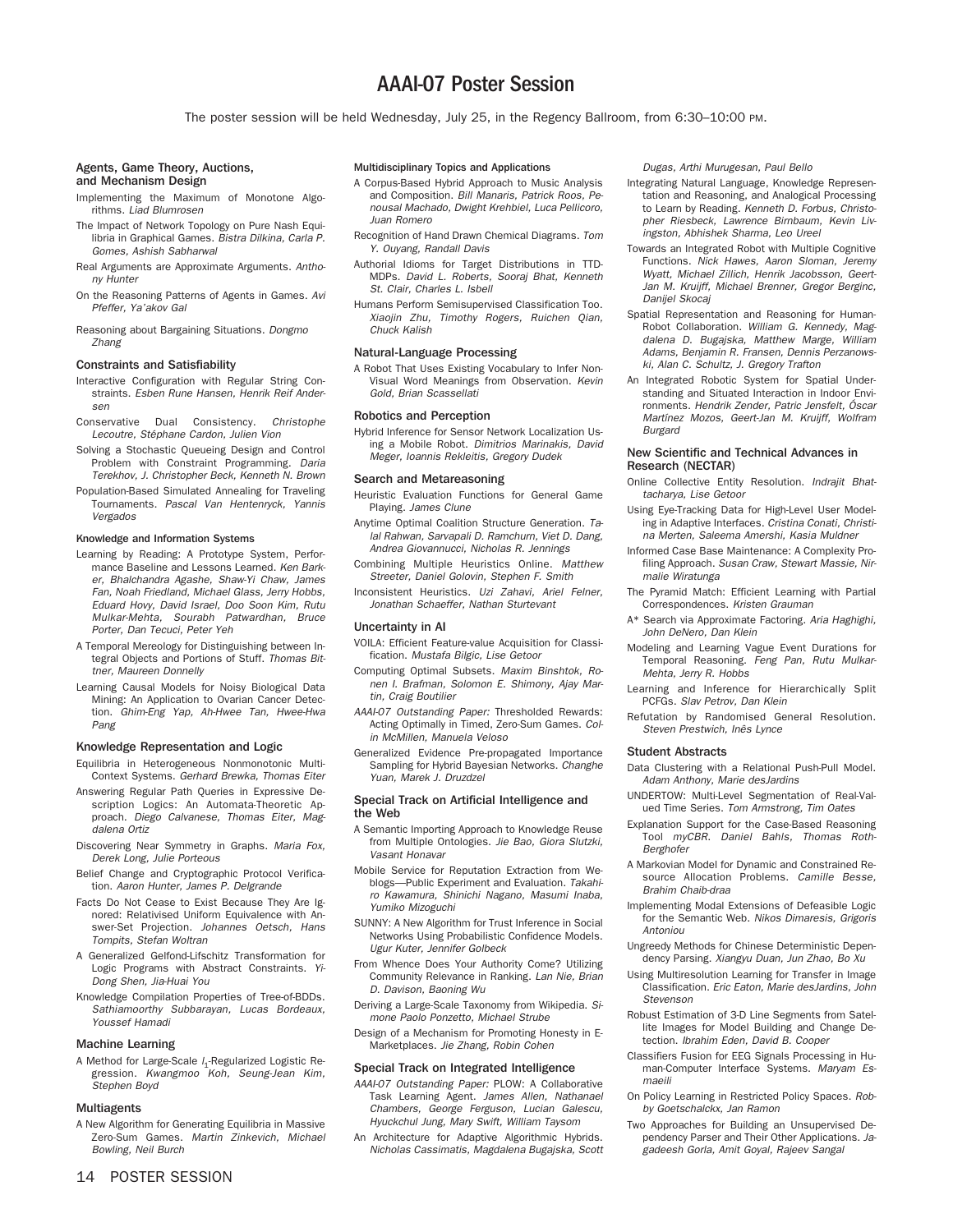# AAAI-07 Poster Session

The poster session will be held Wednesday, July 25, in the Regency Ballroom, from 6:30–10:00 PM.

### Agents, Game Theory, Auctions, and Mechanism Design

Implementing the Maximum of Monotone Algorithms. *Liad Blumrosen*

The Impact of Network Topology on Pure Nash Equilibria in Graphical Games. *Bistra Dilkina, Carla P. Gomes, Ashish Sabharwal*

Real Arguments are Approximate Arguments. *Anthony Hunter*

On the Reasoning Patterns of Agents in Games. *Avi Pfeffer, Ya'akov Gal*

Reasoning about Bargaining Situations. *Dongmo Zhang*

### Constraints and Satisfiability

Interactive Configuration with Regular String Constraints. *Esben Rune Hansen, Henrik Reif Andersen*

Conservative Dual Consistency. *Christophe Lecoutre, Stéphane Cardon, Julien Vion*

Solving a Stochastic Queueing Design and Control Problem with Constraint Programming. *Daria Terekhov, J. Christopher Beck, Kenneth N. Brown*

Population-Based Simulated Annealing for Traveling Tournaments. *Pascal Van Hentenryck, Yannis Vergados*

### Knowledge and Information Systems

Learning by Reading: A Prototype System, Performance Baseline and Lessons Learned. *Ken Barker, Bhalchandra Agashe, Shaw-Yi Chaw, James Fan, Noah Friedland, Michael Glass, Jerry Hobbs, Eduard Hovy, David Israel, Doo Soon Kim, Rutu Mulkar-Mehta, Sourabh Patwardhan, Bruce Porter, Dan Tecuci, Peter Yeh*

A Temporal Mereology for Distinguishing between Integral Objects and Portions of Stuff. *Thomas Bittner, Maureen Donnelly*

Learning Causal Models for Noisy Biological Data Mining: An Application to Ovarian Cancer Detection. *Ghim-Eng Yap, Ah-Hwee Tan, Hwee-Hwa Pang*

### Knowledge Representation and Logic

Equilibria in Heterogeneous Nonmonotonic Multi-Context Systems. *Gerhard Brewka, Thomas Eiter*

Answering Regular Path Queries in Expressive Description Logics: An Automata-Theoretic Approach. *Diego Calvanese, Thomas Eiter, Magdalena Ortiz*

Discovering Near Symmetry in Graphs. *Maria Fox, Derek Long, Julie Porteous*

Belief Change and Cryptographic Protocol Verification. *Aaron Hunter, James P. Delgrande*

Facts Do Not Cease to Exist Because They Are Ignored: Relativised Uniform Equivalence with Answer-Set Projection. *Johannes Oetsch, Hans Tompits, Stefan Woltran*

A Generalized Gelfond-Lifschitz Transformation for Logic Programs with Abstract Constraints. *Yi-Dong Shen, Jia-Huai You*

Knowledge Compilation Properties of Tree-of-BDDs. *Sathiamoorthy Subbarayan, Lucas Bordeaux, Youssef Hamadi*

### Machine Learning

A Method for Large-Scale $l_1$-Regularized Logistic Regression. *Kwangmoo Koh, Seung-Jean Kim, Stephen Boyd*

### Multiagents

A New Algorithm for Generating Equilibria in Massive Zero-Sum Games. *Martin Zinkevich, Michael Bowling, Neil Burch*

### Multidisciplinary Topics and Applications

A Corpus-Based Hybrid Approach to Music Analysis and Composition. *Bill Manaris, Patrick Roos, Penousal Machado, Dwight Krehbiel, Luca Pellicoro, Juan Romero*

Recognition of Hand Drawn Chemical Diagrams. *Tom Y. Ouyang, Randall Davis*

Authorial Idioms for Target Distributions in TTD-MDPs. *David L. Roberts, Sooraj Bhat, Kenneth St. Clair, Charles L. Isbell*

Humans Perform Semisupervised Classification Too. *Xiaojin Zhu, Timothy Rogers, Ruichen Qian, Chuck Kalish*

### Natural-Language Processing

A Robot That Uses Existing Vocabulary to Infer Non-Visual Word Meanings from Observation. *Kevin Gold, Brian Scassellati*

### Robotics and Perception

Hybrid Inference for Sensor Network Localization Using a Mobile Robot. *Dimitrios Marinakis, David Meger, Ioannis Rekleitis, Gregory Dudek*

### Search and Metareasoning

Heuristic Evaluation Functions for General Game Playing. *James Clune*

Anytime Optimal Coalition Structure Generation. *Talal Rahwan, Sarvapali D. Ramchurn, Viet D. Dang, Andrea Giovannucci, Nicholas R. Jennings*

Combining Multiple Heuristics Online. *Matthew Streeter, Daniel Golovin, Stephen F. Smith*

Inconsistent Heuristics. *Uzi Zahavi, Ariel Felner, Jonathan Schaeffer, Nathan Sturtevant*

### Uncertainty in AI

VOILA: Efficient Feature-value Acquisition for Classification. *Mustafa Bilgic, Lise Getoor*

Computing Optimal Subsets. *Maxim Binshtok, Ronen I. Brafman, Solomon E. Shimony, Ajay Martin, Craig Boutilier*

*AAAI-07 Outstanding Paper:* Thresholded Rewards: Acting Optimally in Timed, Zero-Sum Games. *Colin McMillen, Manuela Veloso*

Generalized Evidence Pre-propagated Importance Sampling for Hybrid Bayesian Networks. *Changhe Yuan, Marek J. Druzdzel*

### Special Track on Artificial Intelligence and the Web

A Semantic Importing Approach to Knowledge Reuse from Multiple Ontologies. *Jie Bao, Giora Slutzki, Vasant Honavar*

Mobile Service for Reputation Extraction from Weblogs—Public Experiment and Evaluation. *Takahiro Kawamura, Shinichi Nagano, Masumi Inaba, Yumiko Mizoguchi*

SUNNY: A New Algorithm for Trust Inference in Social Networks Using Probabilistic Confidence Models. *Ugur Kuter, Jennifer Golbeck*

From Whence Does Your Authority Come? Utilizing Community Relevance in Ranking. *Lan Nie, Brian D. Davison, Baoning Wu*

Deriving a Large-Scale Taxonomy from Wikipedia. *Simone Paolo Ponzetto, Michael Strube*

Design of a Mechanism for Promoting Honesty in E-Marketplaces. *Jie Zhang, Robin Cohen*

### Special Track on Integrated Intelligence

*AAAI-07 Outstanding Paper:* PLOW: A Collaborative Task Learning Agent. *James Allen, Nathanael Chambers, George Ferguson, Lucian Galescu, Hyuckchul Jung, Mary Swift, William Taysom*

An Architecture for Adaptive Algorithmic Hybrids. *Nicholas Cassimatis, Magdalena Bugajska, Scott Dugas, Arthi Murugesan, Paul Bello*

Integrating Natural Language, Knowledge Representation and Reasoning, and Analogical Processing to Learn by Reading. *Kenneth D. Forbus, Christopher Riesbeck, Lawrence Birnbaum, Kevin Livingston, Abhishek Sharma, Leo Ureel*

Towards an Integrated Robot with Multiple Cognitive Functions. *Nick Hawes, Aaron Sloman, Jeremy Wyatt, Michael Zillich, Henrik Jacobsson, Geert-Jan M. Kruijff, Michael Brenner, Gregor Berginc, Danijel Skocaj*

Spatial Representation and Reasoning for Human-Robot Collaboration. *William G. Kennedy, Magdalena D. Bugajska, Matthew Marge, William Adams, Benjamin R. Fransen, Dennis Perzanowski, Alan C. Schultz, J. Gregory Trafton*

An Integrated Robotic System for Spatial Understanding and Situated Interaction in Indoor Environments. *Hendrik Zender, Patric Jensfelt, Óscar Martínez Mozos, Geert-Jan M. Kruijff, Wolfram Burgard*

### New Scientific and Technical Advances in Research (NECTAR)

Online Collective Entity Resolution. *Indrajit Bhattacharya, Lise Getoor*

Using Eye-Tracking Data for High-Level User Modeling in Adaptive Interfaces. *Cristina Conati, Christina Merten, Saleema Amershi, Kasia Muldner*

Informed Case Base Maintenance: A Complexity Profiling Approach. *Susan Craw, Stewart Massie, Nirmalie Wiratunga*

The Pyramid Match: Efficient Learning with Partial Correspondences. *Kristen Grauman*

A* Search via Approximate Factoring. *Aria Haghighi, John DeNero, Dan Klein*

Modeling and Learning Vague Event Durations for Temporal Reasoning. *Feng Pan, Rutu Mulkar-Mehta, Jerry R. Hobbs*

Learning and Inference for Hierarchically Split PCFGs. *Slav Petrov, Dan Klein*

Refutation by Randomised General Resolution. *Steven Prestwich, Inês Lynce*

### Student Abstracts

Data Clustering with a Relational Push-Pull Model. *Adam Anthony, Marie desJardins*

UNDERTOW: Multi-Level Segmentation of Real-Valued Time Series. *Tom Armstrong, Tim Oates*

Explanation Support for the Case-Based Reasoning Tool *myCBR*. *Daniel Bahls, Thomas Roth-Berghofer*

A Markovian Model for Dynamic and Constrained Resource Allocation Problems. *Camille Besse, Brahim Chaib-draa*

Implementing Modal Extensions of Defeasible Logic for the Semantic Web. *Nikos Dimaresis, Grigoris Antoniou*

Ungreedy Methods for Chinese Deterministic Dependency Parsing. *Xiangyu Duan, Jun Zhao, Bo Xu*

Using Multiresolution Learning for Transfer in Image Classification. *Eric Eaton, Marie desJardins, John Stevenson*

Robust Estimation of 3-D Line Segments from Satellite Images for Model Building and Change Detection. *Ibrahim Eden, David B. Cooper*

Classifiers Fusion for EEG Signals Processing in Human-Computer Interface Systems. *Maryam Esmaeili*

On Policy Learning in Restricted Policy Spaces. *Robby Goetschalckx, Jan Ramon*

Two Approaches for Building an Unsupervised Dependency Parser and Their Other Applications. *Jagadeesh Gorla, Amit Goyal, Rajeev Sangal*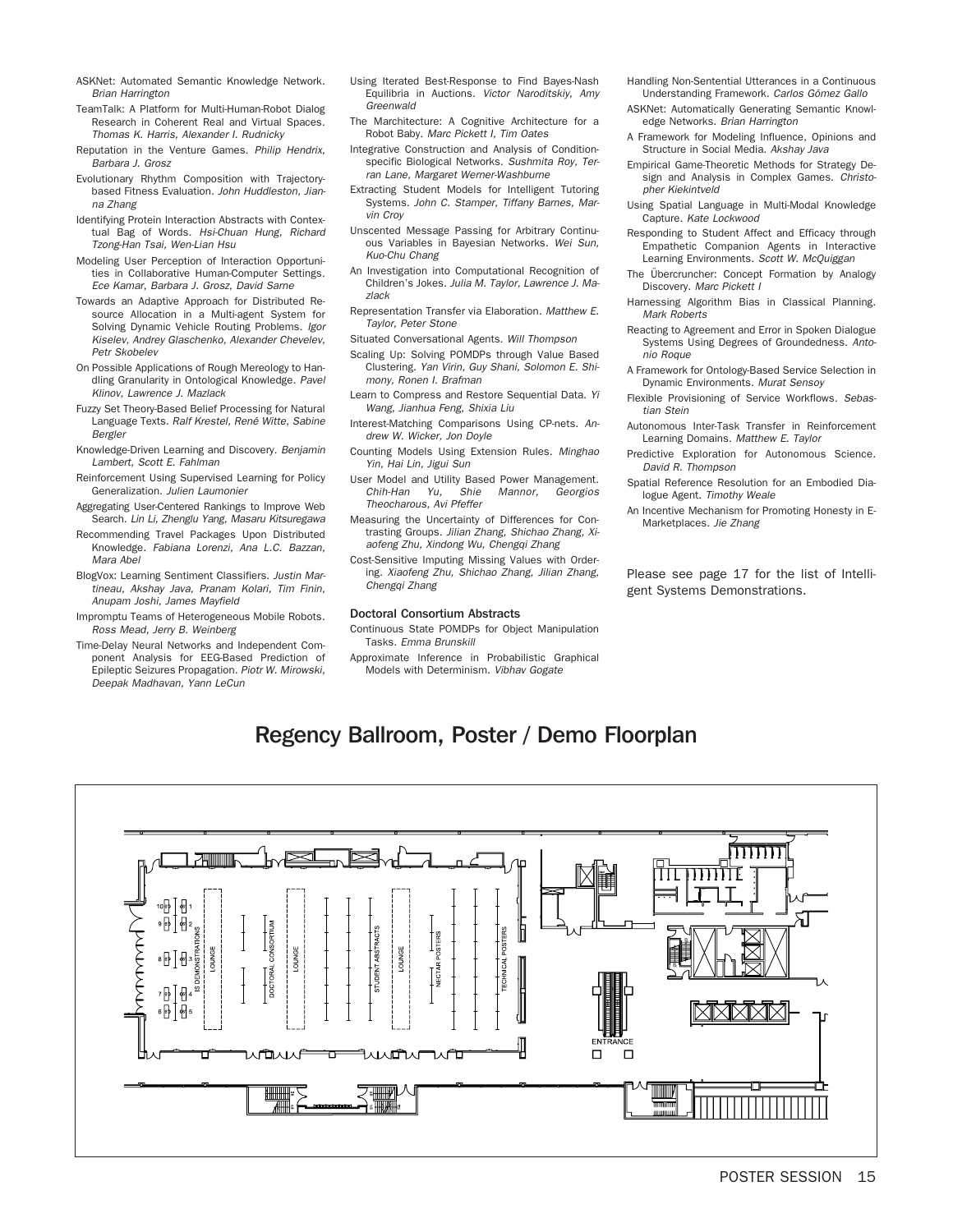ASKNet: Automated Semantic Knowledge Network. *Brian Harrington*

TeamTalk: A Platform for Multi-Human-Robot Dialog Research in Coherent Real and Virtual Spaces. *Thomas K. Harris, Alexander I. Rudnicky*

Reputation in the Venture Games. *Philip Hendrix, Barbara J. Grosz*

Evolutionary Rhythm Composition with Trajectory-based Fitness Evaluation. *John Huddleston, Jianna Zhang*

Identifying Protein Interaction Abstracts with Contextual Bag of Words. *Hsi-Chuan Hung, Richard Tzong-Han Tsai, Wen-Lian Hsu*

Modeling User Perception of Interaction Opportunities in Collaborative Human-Computer Settings. *Ece Kamar, Barbara J. Grosz, David Sarne*

Towards an Adaptive Approach for Distributed Resource Allocation in a Multi-agent System for Solving Dynamic Vehicle Routing Problems. *Igor Kiselev, Andrey Glaschenko, Alexander Chevelev, Petr Skobelev*

On Possible Applications of Rough Mereology to Handling Granularity in Ontological Knowledge. *Pavel Klinov, Lawrence J. Mazlack*

Fuzzy Set Theory-Based Belief Processing for Natural Language Texts. *Ralf Krestel, René Witte, Sabine Bergler*

Knowledge-Driven Learning and Discovery. *Benjamin Lambert, Scott E. Fahlman*

Reinforcement Using Supervised Learning for Policy Generalization. *Julien Laumonier*

Aggregating User-Centered Rankings to Improve Web Search. *Lin Li, Zhenglu Yang, Masaru Kitsuregawa*

Recommending Travel Packages Upon Distributed Knowledge. *Fabiana Lorenzi, Ana L.C. Bazzan, Mara Abel*

BlogVox: Learning Sentiment Classifiers. *Justin Martineau, Akshay Java, Pranam Kolari, Tim Finin, Anupam Joshi, James Mayfield*

Impromptu Teams of Heterogeneous Mobile Robots. *Ross Mead, Jerry B. Weinberg*

Time-Delay Neural Networks and Independent Component Analysis for EEG-Based Prediction of Epileptic Seizures Propagation. *Piotr W. Mirowski, Deepak Madhavan, Yann LeCun*

Using Iterated Best-Response to Find Bayes-Nash Equilibria in Auctions. *Victor Naroditskiy, Amy Greenwald*

The Marchitecture: A Cognitive Architecture for a Robot Baby. *Marc Pickett I, Tim Oates*

Integrative Construction and Analysis of Condition-specific Biological Networks. *Sushmita Roy, Terran Lane, Margaret Werner-Washburne*

Extracting Student Models for Intelligent Tutoring Systems. *John C. Stamper, Tiffany Barnes, Marvin Croy*

Unscented Message Passing for Arbitrary Continuous Variables in Bayesian Networks. *Wei Sun, Kuo-Chu Chang*

An Investigation into Computational Recognition of Children's Jokes. *Julia M. Taylor, Lawrence J. Mazlack*

Representation Transfer via Elaboration. *Matthew E. Taylor, Peter Stone*

Situated Conversational Agents. *Will Thompson*

Scaling Up: Solving POMDPs through Value Based Clustering. *Yan Virin, Guy Shani, Solomon E. Shimony, Ronen I. Brafman*

Learn to Compress and Restore Sequential Data. *Yi Wang, Jianhua Feng, Shixia Liu*

Interest-Matching Comparisons Using CP-nets. *Andrew W. Wicker, Jon Doyle*

Counting Models Using Extension Rules. *Minghao Yin, Hai Lin, Jigui Sun*

User Model and Utility Based Power Management. *Chih-Han Yu, Shie Mannor, Georgios Theocharous, Avi Pfeffer*

Measuring the Uncertainty of Differences for Contrasting Groups. *Jilian Zhang, Shichao Zhang, Xiaofeng Zhu, Xindong Wu, Chengqi Zhang*

Cost-Sensitive Imputing Missing Values with Ordering. *Xiaofeng Zhu, Shichao Zhang, Jilian Zhang, Chengqi Zhang*

### Doctoral Consortium Abstracts

Continuous State POMDPs for Object Manipulation Tasks. *Emma Brunskill*

Approximate Inference in Probabilistic Graphical Models with Determinism. *Vibhav Gogate*

Handling Non-Sentential Utterances in a Continuous Understanding Framework. *Carlos Gómez Gallo*

ASKNet: Automatically Generating Semantic Knowledge Networks. *Brian Harrington*

A Framework for Modeling Influence, Opinions and Structure in Social Media. *Akshay Java*

Empirical Game-Theoretic Methods for Strategy Design and Analysis in Complex Games. *Christopher Kiekintveld*

Using Spatial Language in Multi-Modal Knowledge Capture. *Kate Lockwood*

Responding to Student Affect and Efficacy through Empathetic Companion Agents in Interactive Learning Environments. *Scott W. McQuiggan*

The Übercruncher: Concept Formation by Analogy Discovery. *Marc Pickett I*

Harnessing Algorithm Bias in Classical Planning. *Mark Roberts*

Reacting to Agreement and Error in Spoken Dialogue Systems Using Degrees of Groundedness. *Antonio Roque*

A Framework for Ontology-Based Service Selection in Dynamic Environments. *Murat Sensoy*

Flexible Provisioning of Service Workflows. *Sebastian Stein*

Autonomous Inter-Task Transfer in Reinforcement Learning Domains. *Matthew E. Taylor*

Predictive Exploration for Autonomous Science. *David R. Thompson*

Spatial Reference Resolution for an Embodied Dialogue Agent. *Timothy Weale*

An Incentive Mechanism for Promoting Honesty in E-Marketplaces. *Jie Zhang*

Please see page 17 for the list of Intelligent Systems Demonstrations.

## Regency Ballroom, Poster / Demo Floorplan

IS DEMONSTRATIONS — LOUNGE — DOCTORAL CONSORTIUM — LOUNGE — STUDENT ABSTRACTS — LOUNGE — NECTAR POSTERS — TECHNICAL POSTERS — ENTRANCE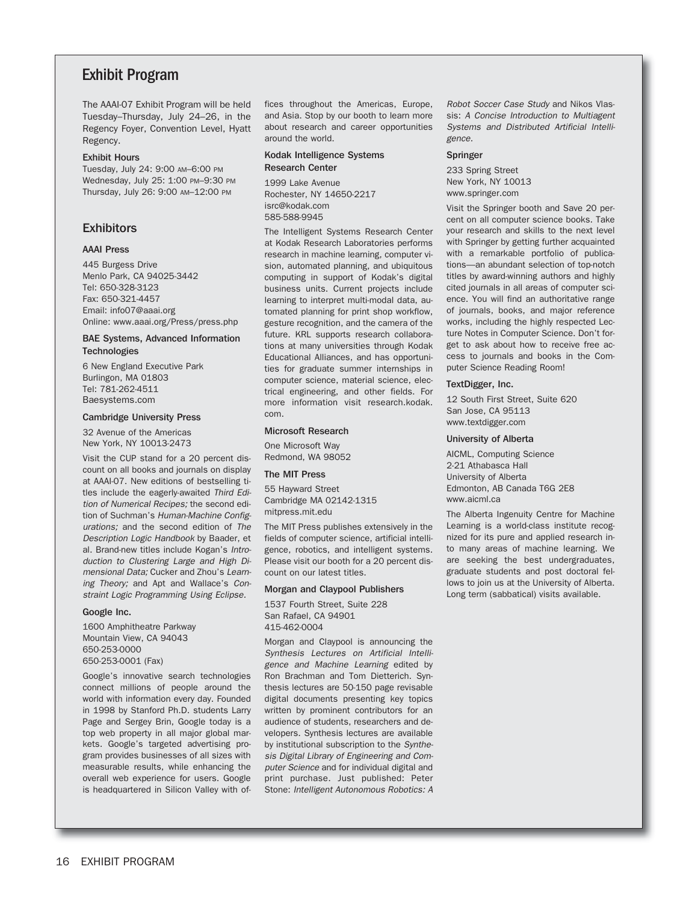# Exhibit Program

The AAAI-07 Exhibit Program will be held Tuesday–Thursday, July 24–26, in the Regency Foyer, Convention Level, Hyatt Regency.

### Exhibit Hours

Tuesday, July 24: 9:00 AM–6:00 PM
Wednesday, July 25: 1:00 PM–9:30 PM
Thursday, July 26: 9:00 AM–12:00 PM

## Exhibitors

### AAAI Press

445 Burgess Drive
Menlo Park, CA 94025-3442
Tel: 650-328-3123
Fax: 650-321-4457
Email: info07@aaai.org
Online: www.aaai.org/Press/press.php

### BAE Systems, Advanced Information Technologies

6 New England Executive Park
Burlingon, MA 01803
Tel: 781-262-4511
Baesystems.com

### Cambridge University Press

32 Avenue of the Americas
New York, NY 10013-2473

Visit the CUP stand for a 20 percent discount on all books and journals on display at AAAI-07. New editions of bestselling titles include the eagerly-awaited *Third Edition of Numerical Recipes;* the second edition of Suchman's *Human-Machine Configurations;* and the second edition of *The Description Logic Handbook* by Baader, et al. Brand-new titles include Kogan's *Introduction to Clustering Large and High Dimensional Data;* Cucker and Zhou's *Learning Theory;* and Apt and Wallace's *Constraint Logic Programming Using Eclipse.*

### Google Inc.

1600 Amphitheatre Parkway
Mountain View, CA 94043
650-253-0000
650-253-0001 (Fax)

Google's innovative search technologies connect millions of people around the world with information every day. Founded in 1998 by Stanford Ph.D. students Larry Page and Sergey Brin, Google today is a top web property in all major global markets. Google's targeted advertising program provides businesses of all sizes with measurable results, while enhancing the overall web experience for users. Google is headquartered in Silicon Valley with offices throughout the Americas, Europe, and Asia. Stop by our booth to learn more about research and career opportunities around the world.

### Kodak Intelligence Systems Research Center

1999 Lake Avenue
Rochester, NY 14650-2217
isrc@kodak.com
585-588-9945

The Intelligent Systems Research Center at Kodak Research Laboratories performs research in machine learning, computer vision, automated planning, and ubiquitous computing in support of Kodak's digital business units. Current projects include learning to interpret multi-modal data, automated planning for print shop workflow, gesture recognition, and the camera of the future. KRL supports research collaborations at many universities through Kodak Educational Alliances, and has opportunities for graduate summer internships in computer science, material science, electrical engineering, and other fields. For more information visit research.kodak.com.

### Microsoft Research

One Microsoft Way
Redmond, WA 98052

### The MIT Press

55 Hayward Street
Cambridge MA 02142-1315
mitpress.mit.edu

The MIT Press publishes extensively in the fields of computer science, artificial intelligence, robotics, and intelligent systems. Please visit our booth for a 20 percent discount on our latest titles.

### Morgan and Claypool Publishers

1537 Fourth Street, Suite 228
San Rafael, CA 94901
415-462-0004

Morgan and Claypool is announcing the *Synthesis Lectures on Artificial Intelligence and Machine Learning* edited by Ron Brachman and Tom Dietterich. Synthesis lectures are 50-150 page revisable digital documents presenting key topics written by prominent contributors for an audience of students, researchers and developers. Synthesis lectures are available by institutional subscription to the *Synthesis Digital Library of Engineering and Computer Science* and for individual digital and print purchase. Just published: Peter Stone: *Intelligent Autonomous Robotics: A Robot Soccer Case Study* and Nikos Vlassis: *A Concise Introduction to Multiagent Systems and Distributed Artificial Intelligence.*

### Springer

233 Spring Street
New York, NY 10013
www.springer.com

Visit the Springer booth and Save 20 percent on all computer science books. Take your research and skills to the next level with Springer by getting further acquainted with a remarkable portfolio of publications—an abundant selection of top-notch titles by award-winning authors and highly cited journals in all areas of computer science. You will find an authoritative range of journals, books, and major reference works, including the highly respected Lecture Notes in Computer Science. Don't forget to ask about how to receive free access to journals and books in the Computer Science Reading Room!

### TextDigger, Inc.

12 South First Street, Suite 620
San Jose, CA 95113
www.textdigger.com

### University of Alberta

AICML, Computing Science
2-21 Athabasca Hall
University of Alberta
Edmonton, AB Canada T6G 2E8
www.aicml.ca

The Alberta Ingenuity Centre for Machine Learning is a world-class institute recognized for its pure and applied research into many areas of machine learning. We are seeking the best undergraduates, graduate students and post doctoral fellows to join us at the University of Alberta. Long term (sabbatical) visits available.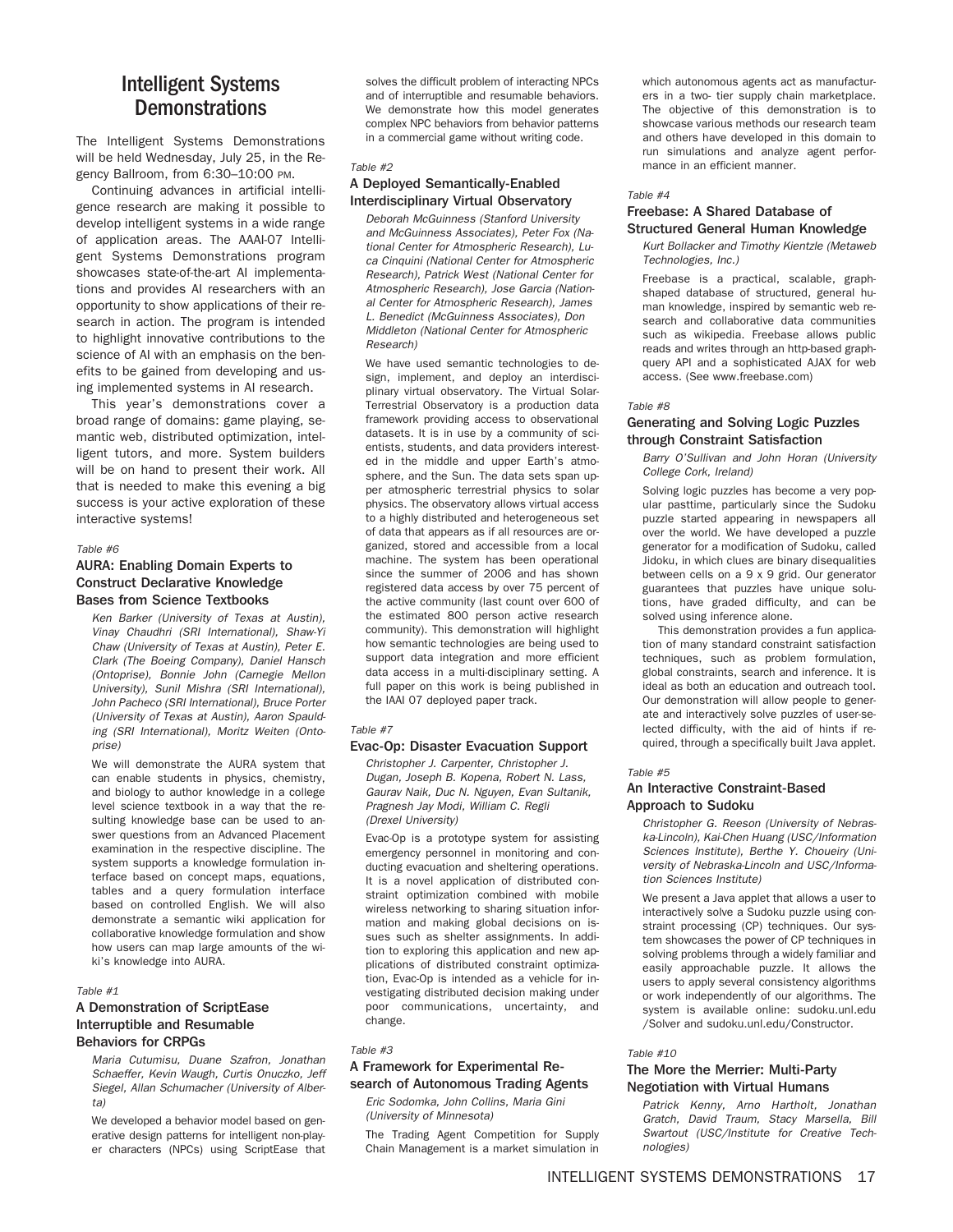# Intelligent Systems Demonstrations

The Intelligent Systems Demonstrations will be held Wednesday, July 25, in the Regency Ballroom, from 6:30–10:00 PM.

Continuing advances in artificial intelligence research are making it possible to develop intelligent systems in a wide range of application areas. The AAAI-07 Intelligent Systems Demonstrations program showcases state-of-the-art AI implementations and provides AI researchers with an opportunity to show applications of their research in action. The program is intended to highlight innovative contributions to the science of AI with an emphasis on the benefits to be gained from developing and using implemented systems in AI research.

This year's demonstrations cover a broad range of domains: game playing, semantic web, distributed optimization, intelligent tutors, and more. System builders will be on hand to present their work. All that is needed to make this evening a big success is your active exploration of these interactive systems!

*Table #6*

### AURA: Enabling Domain Experts to Construct Declarative Knowledge Bases from Science Textbooks

*Ken Barker (University of Texas at Austin), Vinay Chaudhri (SRI International), Shaw-Yi Chaw (University of Texas at Austin), Peter E. Clark (The Boeing Company), Daniel Hansch (Ontoprise), Bonnie John (Carnegie Mellon University), Sunil Mishra (SRI International), John Pacheco (SRI International), Bruce Porter (University of Texas at Austin), Aaron Spaulding (SRI International), Moritz Weiten (Ontoprise)*

We will demonstrate the AURA system that can enable students in physics, chemistry, and biology to author knowledge in a college level science textbook in a way that the resulting knowledge base can be used to answer questions from an Advanced Placement examination in the respective discipline. The system supports a knowledge formulation interface based on concept maps, equations, tables and a query formulation interface based on controlled English. We will also demonstrate a semantic wiki application for collaborative knowledge formulation and show how users can map large amounts of the wiki's knowledge into AURA.

*Table #1*

### A Demonstration of ScriptEase Interruptible and Resumable Behaviors for CRPGs

*Maria Cutumisu, Duane Szafron, Jonathan Schaeffer, Kevin Waugh, Curtis Onuczko, Jeff Siegel, Allan Schumacher (University of Alberta)*

We developed a behavior model based on generative design patterns for intelligent non-player characters (NPCs) using ScriptEase that solves the difficult problem of interacting NPCs and of interruptible and resumable behaviors. We demonstrate how this model generates complex NPC behaviors from behavior patterns in a commercial game without writing code.

*Table #2*

### A Deployed Semantically-Enabled Interdisciplinary Virtual Observatory

*Deborah McGuinness (Stanford University and McGuinness Associates), Peter Fox (National Center for Atmospheric Research), Luca Cinquini (National Center for Atmospheric Research), Patrick West (National Center for Atmospheric Research), Jose Garcia (National Center for Atmospheric Research), James L. Benedict (McGuinness Associates), Don Middleton (National Center for Atmospheric Research)*

We have used semantic technologies to design, implement, and deploy an interdisciplinary virtual observatory. The Virtual Solar-Terrestrial Observatory is a production data framework providing access to observational datasets. It is in use by a community of scientists, students, and data providers interested in the middle and upper Earth's atmosphere, and the Sun. The data sets span upper atmospheric terrestrial physics to solar physics. The observatory allows virtual access to a highly distributed and heterogeneous set of data that appears as if all resources are organized, stored and accessible from a local machine. The system has been operational since the summer of 2006 and has shown registered data access by over 75 percent of the active community (last count over 600 of the estimated 800 person active research community). This demonstration will highlight how semantic technologies are being used to support data integration and more efficient data access in a multi-disciplinary setting. A full paper on this work is being published in the IAAI 07 deployed paper track.

*Table #7*

### Evac-Op: Disaster Evacuation Support

*Christopher J. Carpenter, Christopher J. Dugan, Joseph B. Kopena, Robert N. Lass, Gaurav Naik, Duc N. Nguyen, Evan Sultanik, Pragnesh Jay Modi, William C. Regli (Drexel University)*

Evac-Op is a prototype system for assisting emergency personnel in monitoring and conducting evacuation and sheltering operations. It is a novel application of distributed constraint optimization combined with mobile wireless networking to sharing situation information and making global decisions on issues such as shelter assignments. In addition to exploring this application and new applications of distributed constraint optimization, Evac-Op is intended as a vehicle for investigating distributed decision making under poor communications, uncertainty, and change.

*Table #3*

### A Framework for Experimental Research of Autonomous Trading Agents

*Eric Sodomka, John Collins, Maria Gini (University of Minnesota)*

The Trading Agent Competition for Supply Chain Management is a market simulation in which autonomous agents act as manufacturers in a two- tier supply chain marketplace. The objective of this demonstration is to showcase various methods our research team and others have developed in this domain to run simulations and analyze agent performance in an efficient manner.

*Table #4*

### Freebase: A Shared Database of Structured General Human Knowledge

*Kurt Bollacker and Timothy Kientzle (Metaweb Technologies, Inc.)*

Freebase is a practical, scalable, graph-shaped database of structured, general human knowledge, inspired by semantic web research and collaborative data communities such as wikipedia. Freebase allows public reads and writes through an http-based graph-query API and a sophisticated AJAX for web access. (See www.freebase.com)

*Table #8*

### Generating and Solving Logic Puzzles through Constraint Satisfaction

*Barry O'Sullivan and John Horan (University College Cork, Ireland)*

Solving logic puzzles has become a very popular pasttime, particularly since the Sudoku puzzle started appearing in newspapers all over the world. We have developed a puzzle generator for a modification of Sudoku, called Jidoku, in which clues are binary disequalities between cells on a 9 x 9 grid. Our generator guarantees that puzzles have unique solutions, have graded difficulty, and can be solved using inference alone.

This demonstration provides a fun application of many standard constraint satisfaction techniques, such as problem formulation, global constraints, search and inference. It is ideal as both an education and outreach tool. Our demonstration will allow people to generate and interactively solve puzzles of user-selected difficulty, with the aid of hints if required, through a specifically built Java applet.

*Table #5*

### An Interactive Constraint-Based Approach to Sudoku

*Christopher G. Reeson (University of Nebraska-Lincoln), Kai-Chen Huang (USC/Information Sciences Institute), Berthe Y. Choueiry (University of Nebraska-Lincoln and USC/Information Sciences Institute)*

We present a Java applet that allows a user to interactively solve a Sudoku puzzle using constraint processing (CP) techniques. Our system showcases the power of CP techniques in solving problems through a widely familiar and easily approachable puzzle. It allows the users to apply several consistency algorithms or work independently of our algorithms. The system is available online: sudoku.unl.edu /Solver and sudoku.unl.edu/Constructor.

*Table #10*

### The More the Merrier: Multi-Party Negotiation with Virtual Humans

*Patrick Kenny, Arno Hartholt, Jonathan Gratch, David Traum, Stacy Marsella, Bill Swartout (USC/Institute for Creative Technologies)*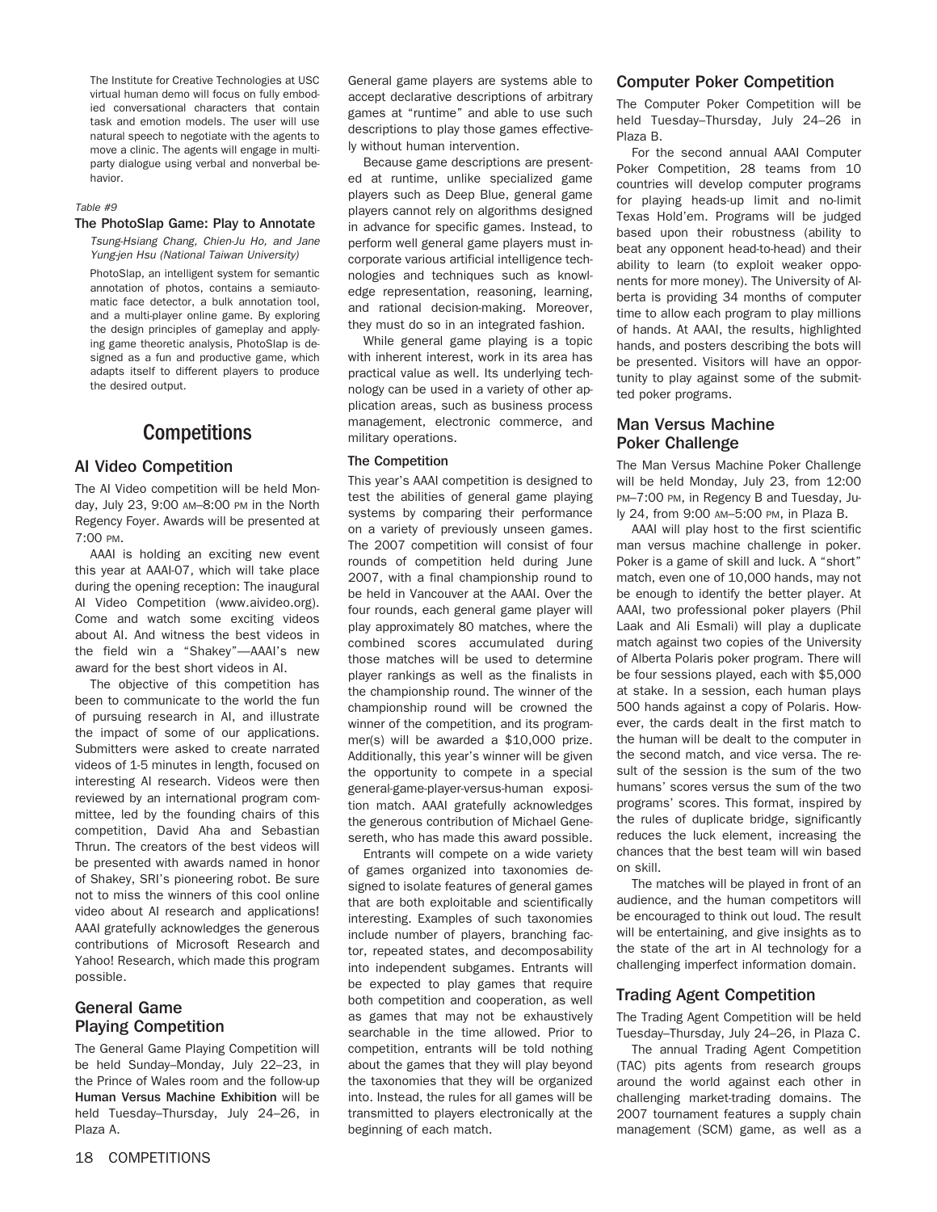The Institute for Creative Technologies at USC virtual human demo will focus on fully embodied conversational characters that contain task and emotion models. The user will use natural speech to negotiate with the agents to move a clinic. The agents will engage in multiparty dialogue using verbal and nonverbal behavior.

*Table #9*

**The PhotoSlap Game: Play to Annotate**

*Tsung-Hsiang Chang, Chien-Ju Ho, and Jane Yung-jen Hsu (National Taiwan University)*

PhotoSlap, an intelligent system for semantic annotation of photos, contains a semiautomatic face detector, a bulk annotation tool, and a multi-player online game. By exploring the design principles of gameplay and applying game theoretic analysis, PhotoSlap is designed as a fun and productive game, which adapts itself to different players to produce the desired output.

# Competitions

## AI Video Competition

The AI Video competition will be held Monday, July 23, 9:00 AM–8:00 PM in the North Regency Foyer. Awards will be presented at 7:00 PM.

AAAI is holding an exciting new event this year at AAAI-07, which will take place during the opening reception: The inaugural AI Video Competition (www.aivideo.org). Come and watch some exciting videos about AI. And witness the best videos in the field win a "Shakey"—AAAI's new award for the best short videos in AI.

The objective of this competition has been to communicate to the world the fun of pursuing research in AI, and illustrate the impact of some of our applications. Submitters were asked to create narrated videos of 1-5 minutes in length, focused on interesting AI research. Videos were then reviewed by an international program committee, led by the founding chairs of this competition, David Aha and Sebastian Thrun. The creators of the best videos will be presented with awards named in honor of Shakey, SRI's pioneering robot. Be sure not to miss the winners of this cool online video about AI research and applications! AAAI gratefully acknowledges the generous contributions of Microsoft Research and Yahoo! Research, which made this program possible.

## General Game Playing Competition

The General Game Playing Competition will be held Sunday–Monday, July 22–23, in the Prince of Wales room and the follow-up **Human Versus Machine Exhibition** will be held Tuesday–Thursday, July 24–26, in Plaza A.

General game players are systems able to accept declarative descriptions of arbitrary games at "runtime" and able to use such descriptions to play those games effectively without human intervention.

Because game descriptions are presented at runtime, unlike specialized game players such as Deep Blue, general game players cannot rely on algorithms designed in advance for specific games. Instead, to perform well general game players must incorporate various artificial intelligence technologies and techniques such as knowledge representation, reasoning, learning, and rational decision-making. Moreover, they must do so in an integrated fashion.

While general game playing is a topic with inherent interest, work in its area has practical value as well. Its underlying technology can be used in a variety of other application areas, such as business process management, electronic commerce, and military operations.

### The Competition

This year's AAAI competition is designed to test the abilities of general game playing systems by comparing their performance on a variety of previously unseen games. The 2007 competition will consist of four rounds of competition held during June 2007, with a final championship round to be held in Vancouver at the AAAI. Over the four rounds, each general game player will play approximately 80 matches, where the combined scores accumulated during those matches will be used to determine player rankings as well as the finalists in the championship round. The winner of the championship round will be crowned the winner of the competition, and its programmer(s) will be awarded a $10,000 prize. Additionally, this year's winner will be given the opportunity to compete in a special general-game-player-versus-human exposition match. AAAI gratefully acknowledges the generous contribution of Michael Genesereth, who has made this award possible.

Entrants will compete on a wide variety of games organized into taxonomies designed to isolate features of general games that are both exploitable and scientifically interesting. Examples of such taxonomies include number of players, branching factor, repeated states, and decomposability into independent subgames. Entrants will be expected to play games that require both competition and cooperation, as well as games that may not be exhaustively searchable in the time allowed. Prior to competition, entrants will be told nothing about the games that they will play beyond the taxonomies that they will be organized into. Instead, the rules for all games will be transmitted to players electronically at the beginning of each match.

## Computer Poker Competition

The Computer Poker Competition will be held Tuesday–Thursday, July 24–26 in Plaza B.

For the second annual AAAI Computer Poker Competition, 28 teams from 10 countries will develop computer programs for playing heads-up limit and no-limit Texas Hold'em. Programs will be judged based upon their robustness (ability to beat any opponent head-to-head) and their ability to learn (to exploit weaker opponents for more money). The University of Alberta is providing 34 months of computer time to allow each program to play millions of hands. At AAAI, the results, highlighted hands, and posters describing the bots will be presented. Visitors will have an opportunity to play against some of the submitted poker programs.

## Man Versus Machine Poker Challenge

The Man Versus Machine Poker Challenge will be held Monday, July 23, from 12:00 PM–7:00 PM, in Regency B and Tuesday, July 24, from 9:00 AM–5:00 PM, in Plaza B.

AAAI will play host to the first scientific man versus machine challenge in poker. Poker is a game of skill and luck. A "short" match, even one of 10,000 hands, may not be enough to identify the better player. At AAAI, two professional poker players (Phil Laak and Ali Esmali) will play a duplicate match against two copies of the University of Alberta Polaris poker program. There will be four sessions played, each with $5,000 at stake. In a session, each human plays 500 hands against a copy of Polaris. However, the cards dealt in the first match to the human will be dealt to the computer in the second match, and vice versa. The result of the session is the sum of the two humans' scores versus the sum of the two programs' scores. This format, inspired by the rules of duplicate bridge, significantly reduces the luck element, increasing the chances that the best team will win based on skill.

The matches will be played in front of an audience, and the human competitors will be encouraged to think out loud. The result will be entertaining, and give insights as to the state of the art in AI technology for a challenging imperfect information domain.

## Trading Agent Competition

The Trading Agent Competition will be held Tuesday–Thursday, July 24–26, in Plaza C.

The annual Trading Agent Competition (TAC) pits agents from research groups around the world against each other in challenging market-trading domains. The 2007 tournament features a supply chain management (SCM) game, as well as a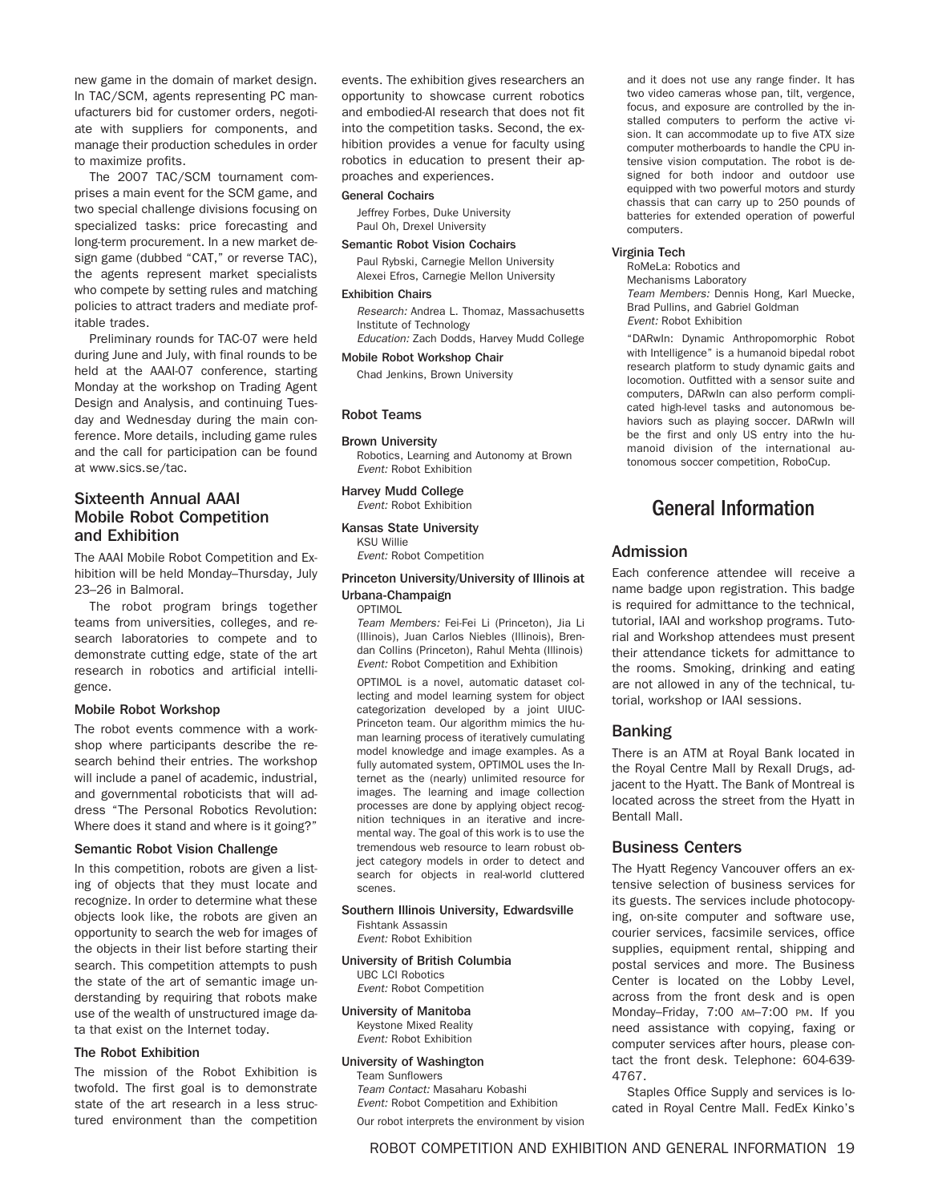new game in the domain of market design. In TAC/SCM, agents representing PC manufacturers bid for customer orders, negotiate with suppliers for components, and manage their production schedules in order to maximize profits.

The 2007 TAC/SCM tournament comprises a main event for the SCM game, and two special challenge divisions focusing on specialized tasks: price forecasting and long-term procurement. In a new market design game (dubbed "CAT," or reverse TAC), the agents represent market specialists who compete by setting rules and matching policies to attract traders and mediate profitable trades.

Preliminary rounds for TAC-07 were held during June and July, with final rounds to be held at the AAAI-07 conference, starting Monday at the workshop on Trading Agent Design and Analysis, and continuing Tuesday and Wednesday during the main conference. More details, including game rules and the call for participation can be found at www.sics.se/tac.

## Sixteenth Annual AAAI Mobile Robot Competition and Exhibition

The AAAI Mobile Robot Competition and Exhibition will be held Monday–Thursday, July 23–26 in Balmoral.

The robot program brings together teams from universities, colleges, and research laboratories to compete and to demonstrate cutting edge, state of the art research in robotics and artificial intelligence.

### Mobile Robot Workshop

The robot events commence with a workshop where participants describe the research behind their entries. The workshop will include a panel of academic, industrial, and governmental roboticists that will address "The Personal Robotics Revolution: Where does it stand and where is it going?"

### Semantic Robot Vision Challenge

In this competition, robots are given a listing of objects that they must locate and recognize. In order to determine what these objects look like, the robots are given an opportunity to search the web for images of the objects in their list before starting their search. This competition attempts to push the state of the art of semantic image understanding by requiring that robots make use of the wealth of unstructured image data that exist on the Internet today.

### The Robot Exhibition

The mission of the Robot Exhibition is twofold. The first goal is to demonstrate state of the art research in a less structured environment than the competition events. The exhibition gives researchers an opportunity to showcase current robotics and embodied-AI research that does not fit into the competition tasks. Second, the exhibition provides a venue for faculty using robotics in education to present their approaches and experiences.

**General Cochairs**

Jeffrey Forbes, Duke University
Paul Oh, Drexel University

**Semantic Robot Vision Cochairs**

Paul Rybski, Carnegie Mellon University
Alexei Efros, Carnegie Mellon University

**Exhibition Chairs**

*Research:* Andrea L. Thomaz, Massachusetts Institute of Technology
*Education:* Zach Dodds, Harvey Mudd College

**Mobile Robot Workshop Chair**

Chad Jenkins, Brown University

### Robot Teams

**Brown University**
Robotics, Learning and Autonomy at Brown
*Event:* Robot Exhibition

**Harvey Mudd College**
*Event:* Robot Exhibition

**Kansas State University**
KSU Willie
*Event:* Robot Competition

**Princeton University/University of Illinois at Urbana-Champaign**
OPTIMOL
*Team Members:* Fei-Fei Li (Princeton), Jia Li (Illinois), Juan Carlos Niebles (Illinois), Brendan Collins (Princeton), Rahul Mehta (Illinois)
*Event:* Robot Competition and Exhibition

OPTIMOL is a novel, automatic dataset collecting and model learning system for object categorization developed by a joint UIUC-Princeton team. Our algorithm mimics the human learning process of iteratively cumulating model knowledge and image examples. As a fully automated system, OPTIMOL uses the Internet as the (nearly) unlimited resource for images. The learning and image collection processes are done by applying object recognition techniques in an iterative and incremental way. The goal of this work is to use the tremendous web resource to learn robust object category models in order to detect and search for objects in real-world cluttered scenes.

**Southern Illinois University, Edwardsville**
Fishtank Assassin
*Event:* Robot Exhibition

**University of British Columbia**
UBC LCI Robotics
*Event:* Robot Competition

**University of Manitoba**
Keystone Mixed Reality
*Event:* Robot Exhibition

**University of Washington**
Team Sunflowers
*Team Contact:* Masaharu Kobashi
*Event:* Robot Competition and Exhibition

Our robot interprets the environment by vision and it does not use any range finder. It has two video cameras whose pan, tilt, vergence, focus, and exposure are controlled by the installed computers to perform the active vision. It can accommodate up to five ATX size computer motherboards to handle the CPU intensive vision computation. The robot is designed for both indoor and outdoor use equipped with two powerful motors and sturdy chassis that can carry up to 250 pounds of batteries for extended operation of powerful computers.

**Virginia Tech**
RoMeLa: Robotics and Mechanisms Laboratory
*Team Members:* Dennis Hong, Karl Muecke, Brad Pullins, and Gabriel Goldman
*Event:* Robot Exhibition

"DARwIn: Dynamic Anthropomorphic Robot with Intelligence" is a humanoid bipedal robot research platform to study dynamic gaits and locomotion. Outfitted with a sensor suite and computers, DARwIn can also perform complicated high-level tasks and autonomous behaviors such as playing soccer. DARwIn will be the first and only US entry into the humanoid division of the international autonomous soccer competition, RoboCup.

# General Information

## Admission

Each conference attendee will receive a name badge upon registration. This badge is required for admittance to the technical, tutorial, IAAI and workshop programs. Tutorial and Workshop attendees must present their attendance tickets for admittance to the rooms. Smoking, drinking and eating are not allowed in any of the technical, tutorial, workshop or IAAI sessions.

## Banking

There is an ATM at Royal Bank located in the Royal Centre Mall by Rexall Drugs, adjacent to the Hyatt. The Bank of Montreal is located across the street from the Hyatt in Bentall Mall.

## Business Centers

The Hyatt Regency Vancouver offers an extensive selection of business services for its guests. The services include photocopying, on-site computer and software use, courier services, facsimile services, office supplies, equipment rental, shipping and postal services and more. The Business Center is located on the Lobby Level, across from the front desk and is open Monday–Friday, 7:00 AM–7:00 PM. If you need assistance with copying, faxing or computer services after hours, please contact the front desk. Telephone: 604-639-4767.

Staples Office Supply and services is located in Royal Centre Mall. FedEx Kinko's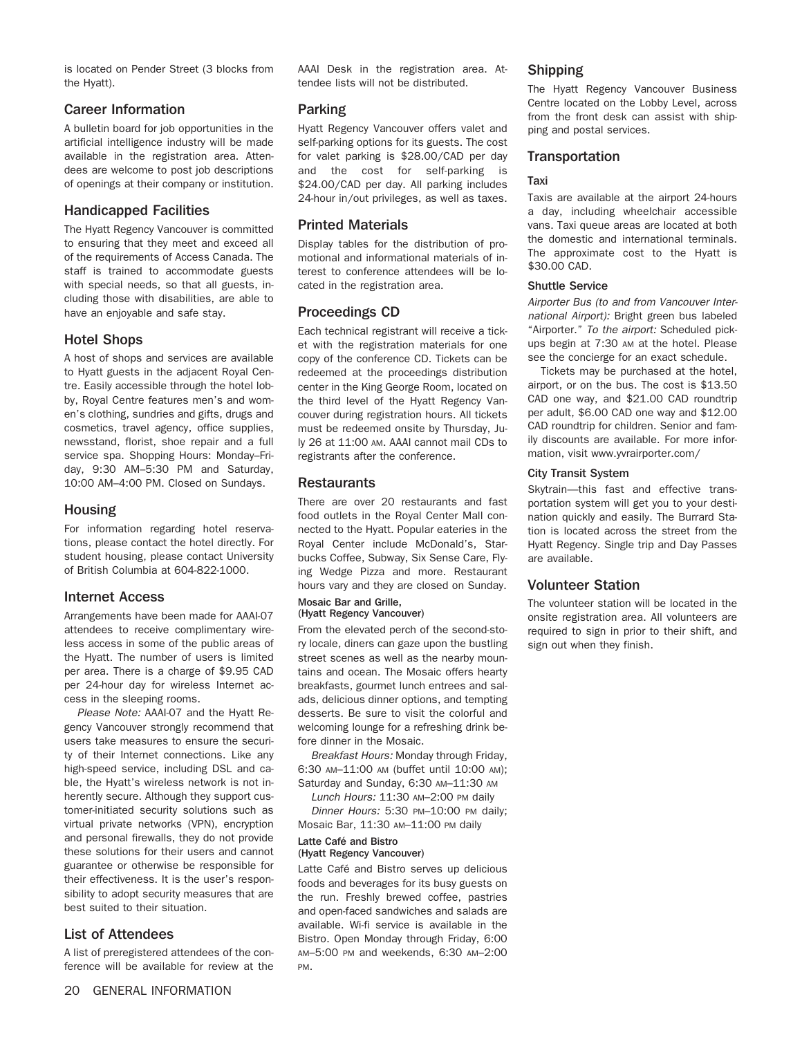is located on Pender Street (3 blocks from the Hyatt).

## Career Information

A bulletin board for job opportunities in the artificial intelligence industry will be made available in the registration area. Attendees are welcome to post job descriptions of openings at their company or institution.

## Handicapped Facilities

The Hyatt Regency Vancouver is committed to ensuring that they meet and exceed all of the requirements of Access Canada. The staff is trained to accommodate guests with special needs, so that all guests, including those with disabilities, are able to have an enjoyable and safe stay.

## Hotel Shops

A host of shops and services are available to Hyatt guests in the adjacent Royal Centre. Easily accessible through the hotel lobby, Royal Centre features men's and women's clothing, sundries and gifts, drugs and cosmetics, travel agency, office supplies, newsstand, florist, shoe repair and a full service spa. Shopping Hours: Monday–Friday, 9:30 AM–5:30 PM and Saturday, 10:00 AM–4:00 PM. Closed on Sundays.

## Housing

For information regarding hotel reservations, please contact the hotel directly. For student housing, please contact University of British Columbia at 604-822-1000.

## Internet Access

Arrangements have been made for AAAI-07 attendees to receive complimentary wireless access in some of the public areas of the Hyatt. The number of users is limited per area. There is a charge of $9.95 CAD per 24-hour day for wireless Internet access in the sleeping rooms.

*Please Note:* AAAI-07 and the Hyatt Regency Vancouver strongly recommend that users take measures to ensure the security of their Internet connections. Like any high-speed service, including DSL and cable, the Hyatt's wireless network is not inherently secure. Although they support customer-initiated security solutions such as virtual private networks (VPN), encryption and personal firewalls, they do not provide these solutions for their users and cannot guarantee or otherwise be responsible for their effectiveness. It is the user's responsibility to adopt security measures that are best suited to their situation.

## List of Attendees

A list of preregistered attendees of the conference will be available for review at the AAAI Desk in the registration area. Attendee lists will not be distributed.

## Parking

Hyatt Regency Vancouver offers valet and self-parking options for its guests. The cost for valet parking is $28.00/CAD per day and the cost for self-parking is $24.00/CAD per day. All parking includes 24-hour in/out privileges, as well as taxes.

## Printed Materials

Display tables for the distribution of promotional and informational materials of interest to conference attendees will be located in the registration area.

## Proceedings CD

Each technical registrant will receive a ticket with the registration materials for one copy of the conference CD. Tickets can be redeemed at the proceedings distribution center in the King George Room, located on the third level of the Hyatt Regency Vancouver during registration hours. All tickets must be redeemed onsite by Thursday, July 26 at 11:00 AM. AAAI cannot mail CDs to registrants after the conference.

## Restaurants

There are over 20 restaurants and fast food outlets in the Royal Center Mall connected to the Hyatt. Popular eateries in the Royal Center include McDonald's, Starbucks Coffee, Subway, Six Sense Care, Flying Wedge Pizza and more. Restaurant hours vary and they are closed on Sunday.

#### Mosaic Bar and Grille, (Hyatt Regency Vancouver)

From the elevated perch of the second-story locale, diners can gaze upon the bustling street scenes as well as the nearby mountains and ocean. The Mosaic offers hearty breakfasts, gourmet lunch entrees and salads, delicious dinner options, and tempting desserts. Be sure to visit the colorful and welcoming lounge for a refreshing drink before dinner in the Mosaic.

*Breakfast Hours:* Monday through Friday, 6:30 AM–11:00 AM (buffet until 10:00 AM); Saturday and Sunday, 6:30 AM–11:30 AM

*Lunch Hours:* 11:30 AM–2:00 PM daily

*Dinner Hours:* 5:30 PM–10:00 PM daily; Mosaic Bar, 11:30 AM–11:00 PM daily

#### Latte Café and Bistro (Hyatt Regency Vancouver)

Latte Café and Bistro serves up delicious foods and beverages for its busy guests on the run. Freshly brewed coffee, pastries and open-faced sandwiches and salads are available. Wi-fi service is available in the Bistro. Open Monday through Friday, 6:00 AM–5:00 PM and weekends, 6:30 AM–2:00 PM.

## Shipping

The Hyatt Regency Vancouver Business Centre located on the Lobby Level, across from the front desk can assist with shipping and postal services.

## Transportation

#### Taxi

Taxis are available at the airport 24-hours a day, including wheelchair accessible vans. Taxi queue areas are located at both the domestic and international terminals. The approximate cost to the Hyatt is $30.00 CAD.

#### Shuttle Service

*Airporter Bus (to and from Vancouver International Airport):* Bright green bus labeled "Airporter." *To the airport:* Scheduled pickups begin at 7:30 AM at the hotel. Please see the concierge for an exact schedule.

Tickets may be purchased at the hotel, airport, or on the bus. The cost is $13.50 CAD one way, and $21.00 CAD roundtrip per adult, $6.00 CAD one way and $12.00 CAD roundtrip for children. Senior and family discounts are available. For more information, visit www.yvrairporter.com/

#### City Transit System

Skytrain—this fast and effective transportation system will get you to your destination quickly and easily. The Burrard Station is located across the street from the Hyatt Regency. Single trip and Day Passes are available.

## Volunteer Station

The volunteer station will be located in the onsite registration area. All volunteers are required to sign in prior to their shift, and sign out when they finish.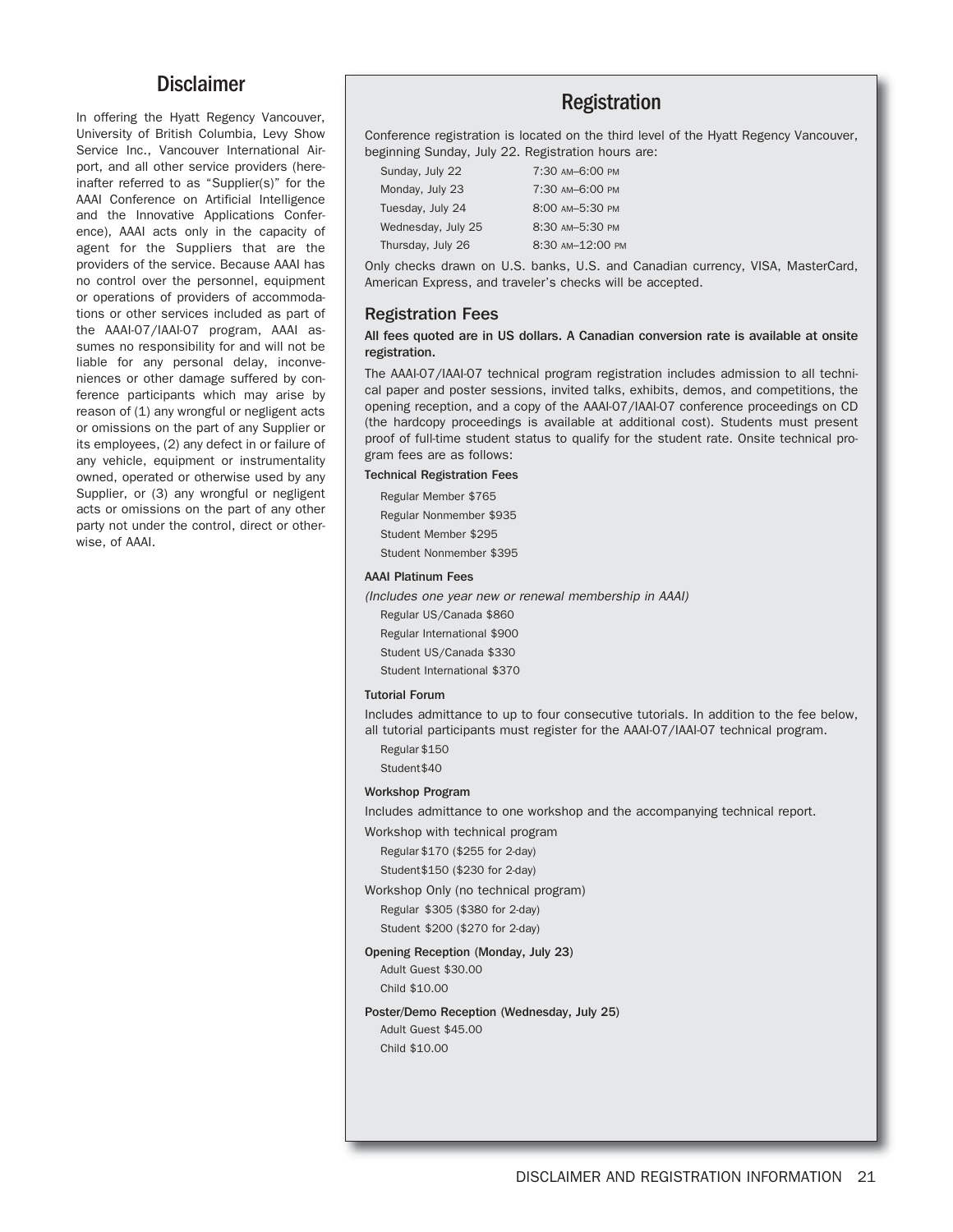## Disclaimer

In offering the Hyatt Regency Vancouver, University of British Columbia, Levy Show Service Inc., Vancouver International Airport, and all other service providers (hereinafter referred to as "Supplier(s)" for the AAAI Conference on Artificial Intelligence and the Innovative Applications Conference), AAAI acts only in the capacity of agent for the Suppliers that are the providers of the service. Because AAAI has no control over the personnel, equipment or operations of providers of accommodations or other services included as part of the AAAI-07/IAAI-07 program, AAAI assumes no responsibility for and will not be liable for any personal delay, inconveniences or other damage suffered by conference participants which may arise by reason of (1) any wrongful or negligent acts or omissions on the part of any Supplier or its employees, (2) any defect in or failure of any vehicle, equipment or instrumentality owned, operated or otherwise used by any Supplier, or (3) any wrongful or negligent acts or omissions on the part of any other party not under the control, direct or otherwise, of AAAI.

## Registration

Conference registration is located on the third level of the Hyatt Regency Vancouver, beginning Sunday, July 22. Registration hours are:

| | |
|---|---|
| Sunday, July 22 | 7:30 AM–6:00 PM |
| Monday, July 23 | 7:30 AM–6:00 PM |
| Tuesday, July 24 | 8:00 AM–5:30 PM |
| Wednesday, July 25 | 8:30 AM–5:30 PM |
| Thursday, July 26 | 8:30 AM–12:00 PM |

Only checks drawn on U.S. banks, U.S. and Canadian currency, VISA, MasterCard, American Express, and traveler's checks will be accepted.

### Registration Fees

**All fees quoted are in US dollars. A Canadian conversion rate is available at onsite registration.**

The AAAI-07/IAAI-07 technical program registration includes admission to all technical paper and poster sessions, invited talks, exhibits, demos, and competitions, the opening reception, and a copy of the AAAI-07/IAAI-07 conference proceedings on CD (the hardcopy proceedings is available at additional cost). Students must present proof of full-time student status to qualify for the student rate. Onsite technical program fees are as follows:

**Technical Registration Fees**

Regular Member $765
Regular Nonmember $935
Student Member $295
Student Nonmember $395

**AAAI Platinum Fees**

*(Includes one year new or renewal membership in AAAI)*

Regular US/Canada $860
Regular International $900
Student US/Canada $330
Student International $370

**Tutorial Forum**

Includes admittance to up to four consecutive tutorials. In addition to the fee below, all tutorial participants must register for the AAAI-07/IAAI-07 technical program.

Regular $150
Student $40

**Workshop Program**

Includes admittance to one workshop and the accompanying technical report.

Workshop with technical program

Regular $170 ($255 for 2-day)
Student $150 ($230 for 2-day)

Workshop Only (no technical program)

Regular $305 ($380 for 2-day)
Student $200 ($270 for 2-day)

**Opening Reception (Monday, July 23)**

Adult Guest $30.00
Child $10.00

**Poster/Demo Reception (Wednesday, July 25)**

Adult Guest $45.00
Child $10.00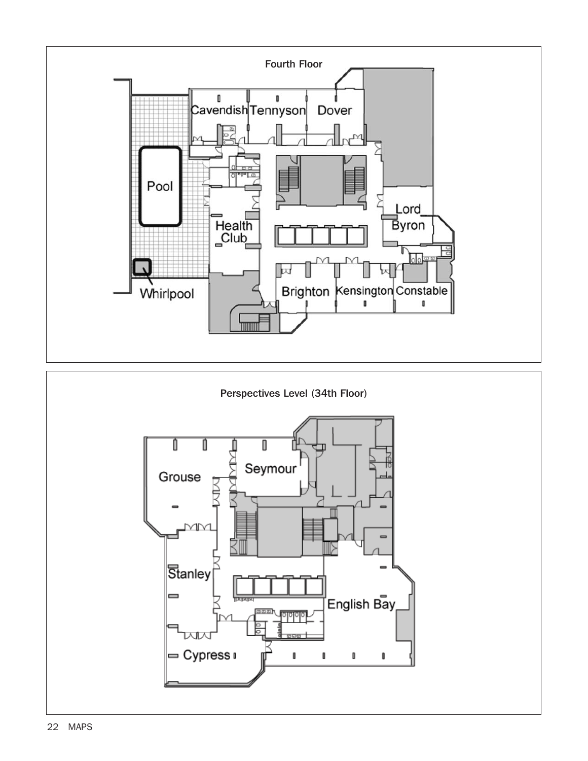## Fourth Floor

Cavendish, Tennyson, Dover, Pool, Health Club, Lord Byron, Whirlpool, Brighton, Kensington, Constable

## Perspectives Level (34th Floor)

Grouse, Seymour, Stanley, English Bay, Cypress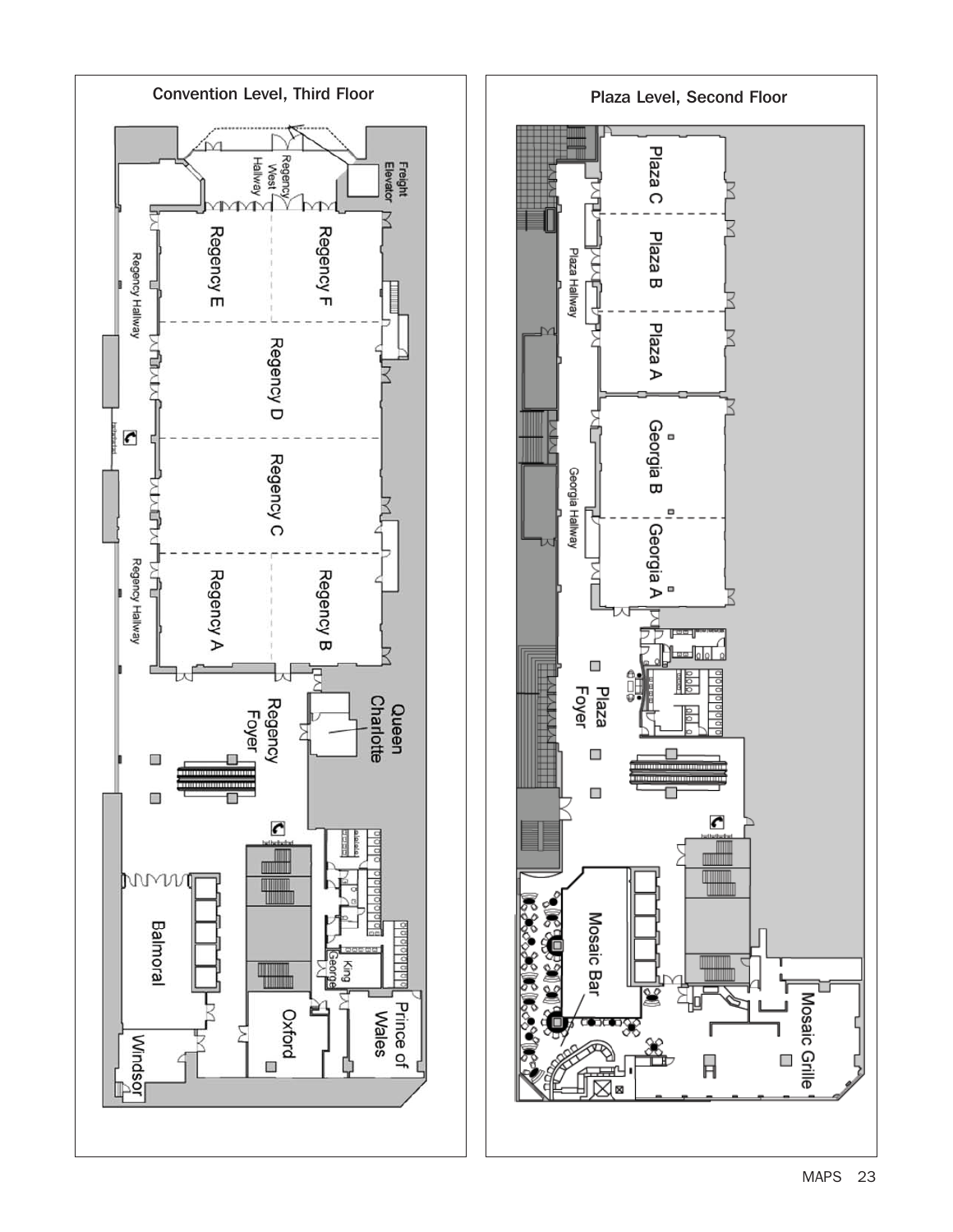## Convention Level, Third Floor

Freight Elevator

Regency West Hallway

Regency F

Regency E

Regency D

Regency C

Regency B

Regency A

Regency Hallway

Regency Hallway

Queen Charlotte

Regency Foyer

Balmoral

King George

Prince of Wales

Oxford

Windsor

## Plaza Level, Second Floor

Plaza C

Plaza B

Plaza A

Georgia B

Georgia A

Plaza Hallway

Georgia Hallway

Plaza Foyer

Mosaic Bar

Mosaic Grille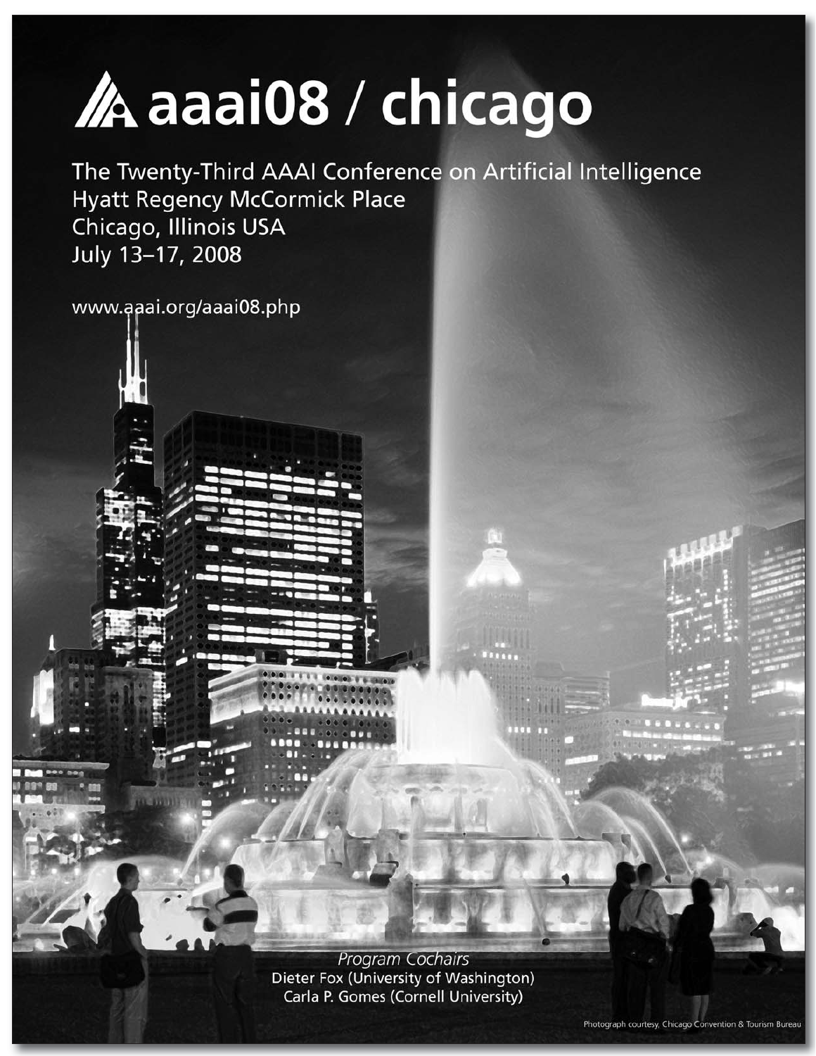# aaai08 / chicago

The Twenty-Third AAAI Conference on Artificial Intelligence
Hyatt Regency McCormick Place
Chicago, Illinois USA
July 13–17, 2008

www.aaai.org/aaai08.php

*Program Cochairs*
Dieter Fox (University of Washington)
Carla P. Gomes (Cornell University)

Photograph courtesy, Chicago Convention & Tourism Bureau